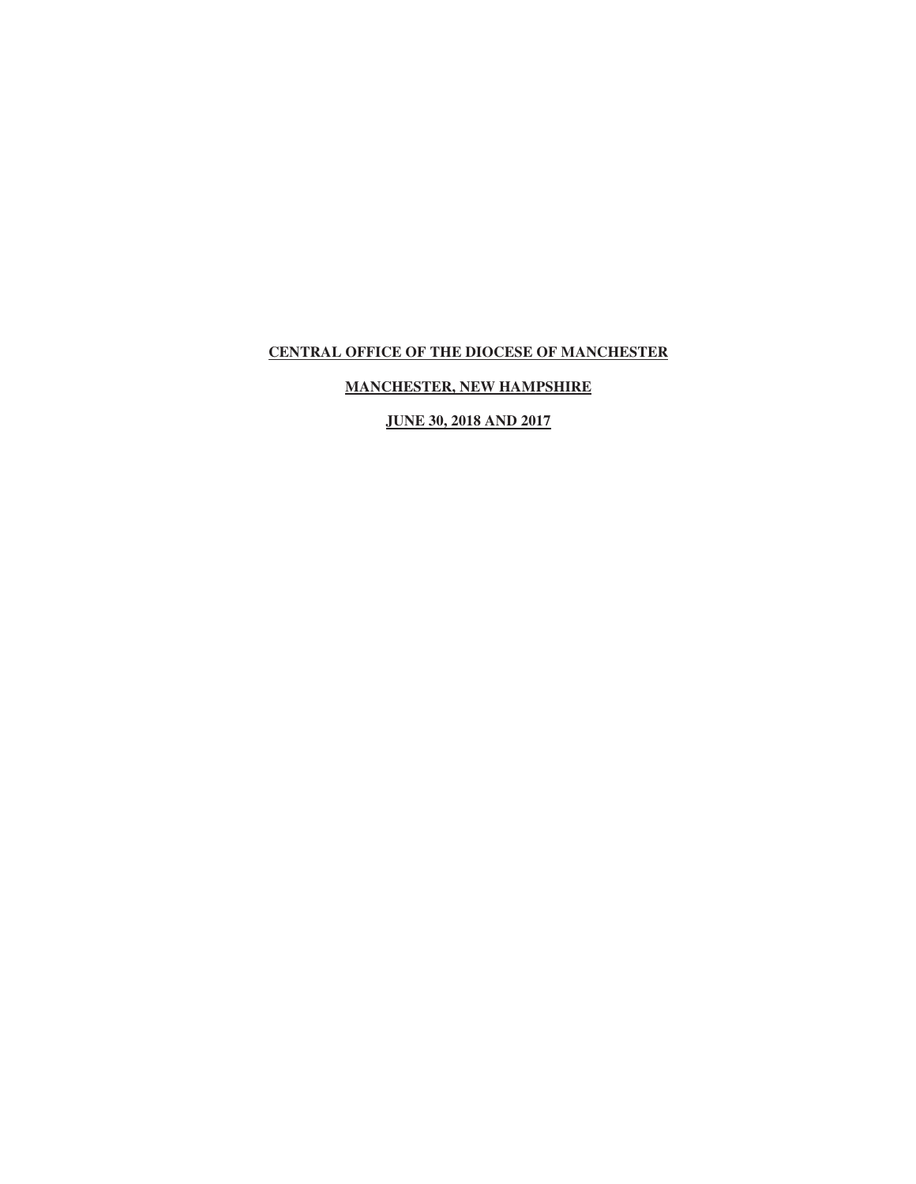**CENTRAL OFFICE OF THE DIOCESE OF MANCHESTER**

**MANCHESTER, NEW HAMPSHIRE**

**JUNE 30, 2018 AND 2017**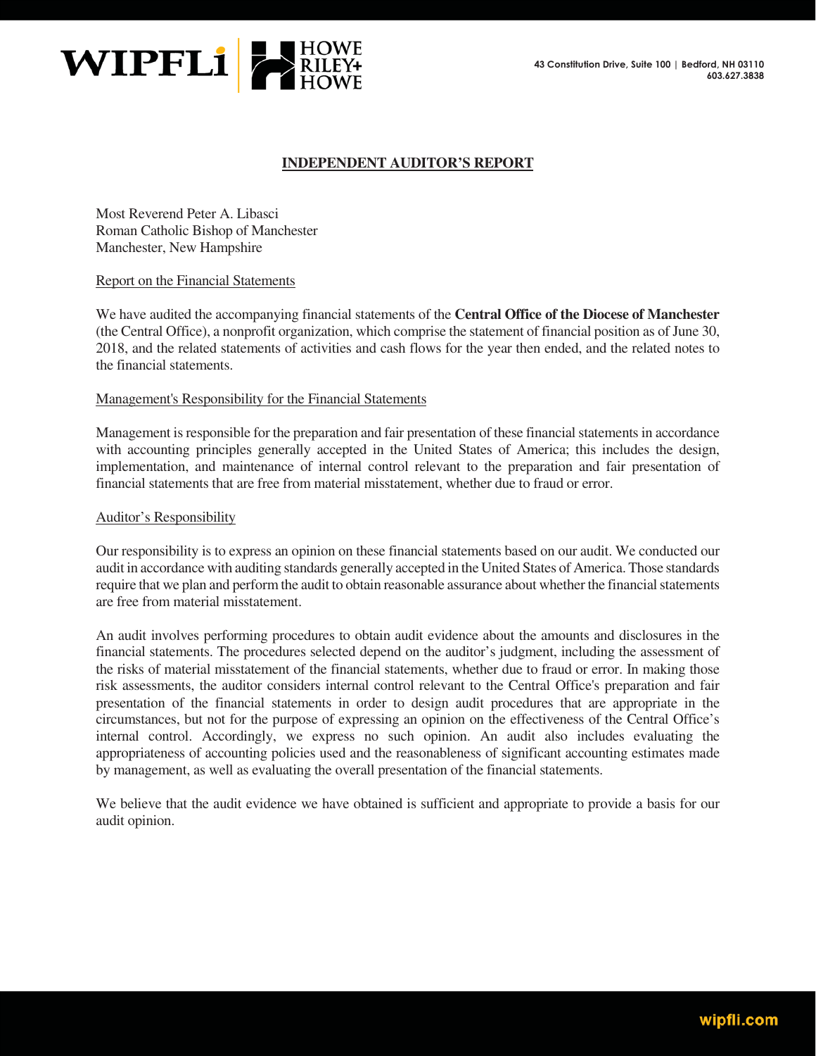WIPFLi | HOWE RILEY+ HOWE

43 Constitution Drive, Suite 100 | Bedford, NH 03110
603.627.3838

## INDEPENDENT AUDITOR'S REPORT

Most Reverend Peter A. Libasci
Roman Catholic Bishop of Manchester
Manchester, New Hampshire

Report on the Financial Statements

We have audited the accompanying financial statements of the **Central Office of the Diocese of Manchester** (the Central Office), a nonprofit organization, which comprise the statement of financial position as of June 30, 2018, and the related statements of activities and cash flows for the year then ended, and the related notes to the financial statements.

Management's Responsibility for the Financial Statements

Management is responsible for the preparation and fair presentation of these financial statements in accordance with accounting principles generally accepted in the United States of America; this includes the design, implementation, and maintenance of internal control relevant to the preparation and fair presentation of financial statements that are free from material misstatement, whether due to fraud or error.

Auditor's Responsibility

Our responsibility is to express an opinion on these financial statements based on our audit. We conducted our audit in accordance with auditing standards generally accepted in the United States of America. Those standards require that we plan and perform the audit to obtain reasonable assurance about whether the financial statements are free from material misstatement.

An audit involves performing procedures to obtain audit evidence about the amounts and disclosures in the financial statements. The procedures selected depend on the auditor's judgment, including the assessment of the risks of material misstatement of the financial statements, whether due to fraud or error. In making those risk assessments, the auditor considers internal control relevant to the Central Office's preparation and fair presentation of the financial statements in order to design audit procedures that are appropriate in the circumstances, but not for the purpose of expressing an opinion on the effectiveness of the Central Office's internal control. Accordingly, we express no such opinion. An audit also includes evaluating the appropriateness of accounting policies used and the reasonableness of significant accounting estimates made by management, as well as evaluating the overall presentation of the financial statements.

We believe that the audit evidence we have obtained is sufficient and appropriate to provide a basis for our audit opinion.

wipfli.com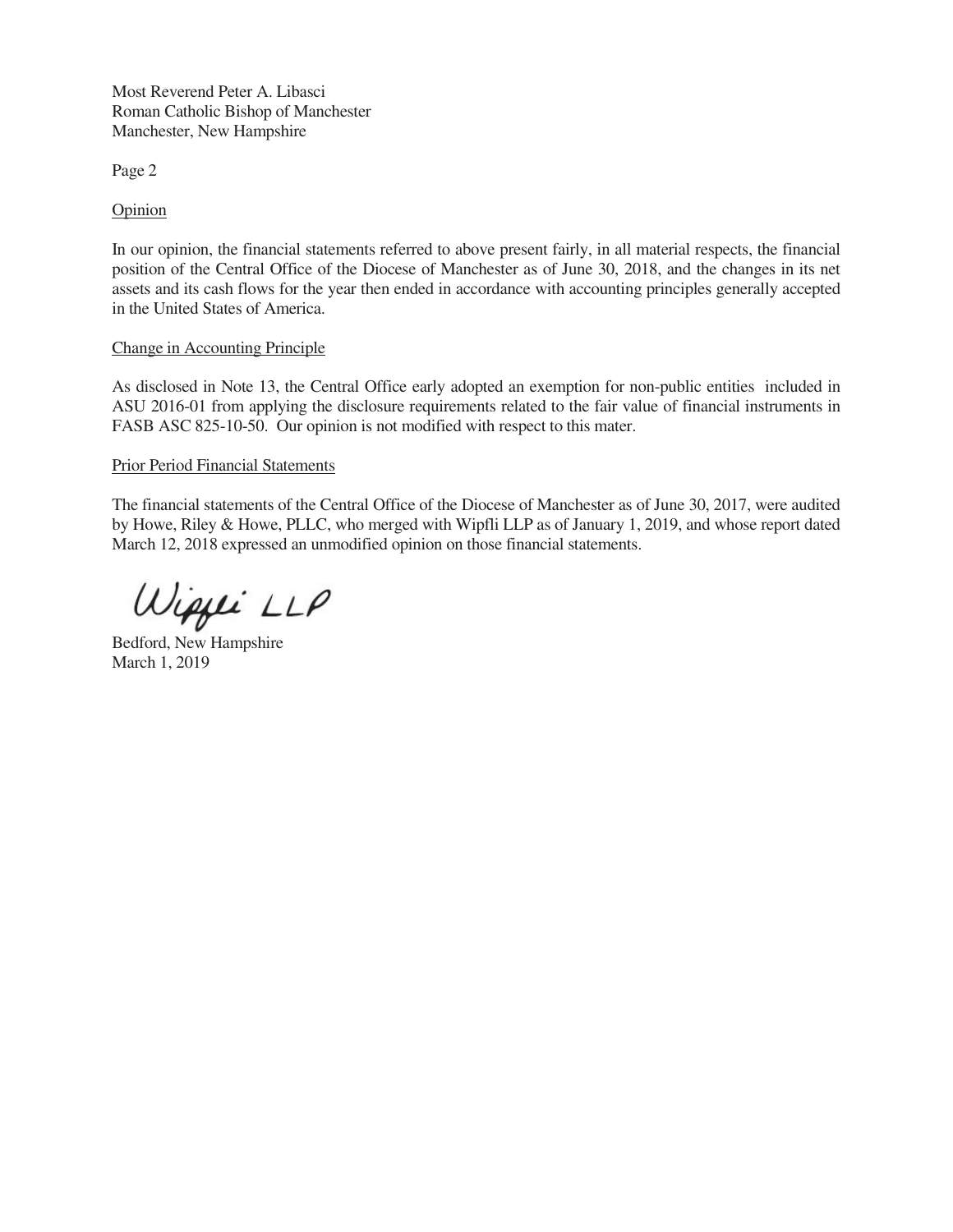Most Reverend Peter A. Libasci
Roman Catholic Bishop of Manchester
Manchester, New Hampshire

Page 2

Opinion

In our opinion, the financial statements referred to above present fairly, in all material respects, the financial position of the Central Office of the Diocese of Manchester as of June 30, 2018, and the changes in its net assets and its cash flows for the year then ended in accordance with accounting principles generally accepted in the United States of America.

Change in Accounting Principle

As disclosed in Note 13, the Central Office early adopted an exemption for non-public entities included in ASU 2016-01 from applying the disclosure requirements related to the fair value of financial instruments in FASB ASC 825-10-50. Our opinion is not modified with respect to this mater.

Prior Period Financial Statements

The financial statements of the Central Office of the Diocese of Manchester as of June 30, 2017, were audited by Howe, Riley & Howe, PLLC, who merged with Wipfli LLP as of January 1, 2019, and whose report dated March 12, 2018 expressed an unmodified opinion on those financial statements.

Wipfli LLP

Bedford, New Hampshire
March 1, 2019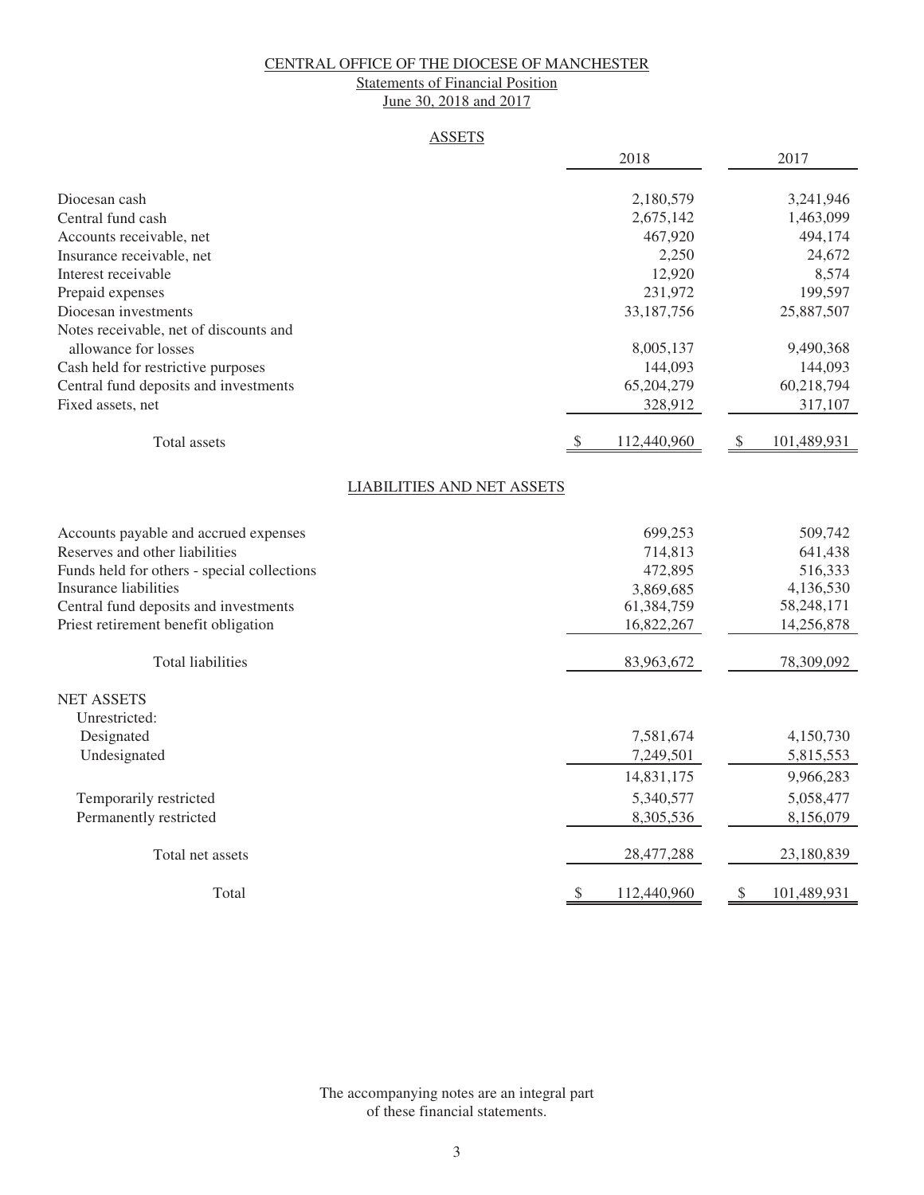CENTRAL OFFICE OF THE DIOCESE OF MANCHESTER

Statements of Financial Position

June 30, 2018 and 2017

## ASSETS

| | 2018 | 2017 |
|---|---|---|
| Diocesan cash | 2,180,579 | 3,241,946 |
| Central fund cash | 2,675,142 | 1,463,099 |
| Accounts receivable, net | 467,920 | 494,174 |
| Insurance receivable, net | 2,250 | 24,672 |
| Interest receivable | 12,920 | 8,574 |
| Prepaid expenses | 231,972 | 199,597 |
| Diocesan investments | 33,187,756 | 25,887,507 |
| Notes receivable, net of discounts and allowance for losses | 8,005,137 | 9,490,368 |
| Cash held for restrictive purposes | 144,093 | 144,093 |
| Central fund deposits and investments | 65,204,279 | 60,218,794 |
| Fixed assets, net | 328,912 | 317,107 |
| Total assets | $ 112,440,960 | $ 101,489,931 |

## LIABILITIES AND NET ASSETS

| | 2018 | 2017 |
|---|---|---|
| Accounts payable and accrued expenses | 699,253 | 509,742 |
| Reserves and other liabilities | 714,813 | 641,438 |
| Funds held for others - special collections | 472,895 | 516,333 |
| Insurance liabilities | 3,869,685 | 4,136,530 |
| Central fund deposits and investments | 61,384,759 | 58,248,171 |
| Priest retirement benefit obligation | 16,822,267 | 14,256,878 |
| Total liabilities | 83,963,672 | 78,309,092 |
| NET ASSETS | | |
| Unrestricted: | | |
| Designated | 7,581,674 | 4,150,730 |
| Undesignated | 7,249,501 | 5,815,553 |
| | 14,831,175 | 9,966,283 |
| Temporarily restricted | 5,340,577 | 5,058,477 |
| Permanently restricted | 8,305,536 | 8,156,079 |
| Total net assets | 28,477,288 | 23,180,839 |
| Total | $ 112,440,960 | $ 101,489,931 |

The accompanying notes are an integral part of these financial statements.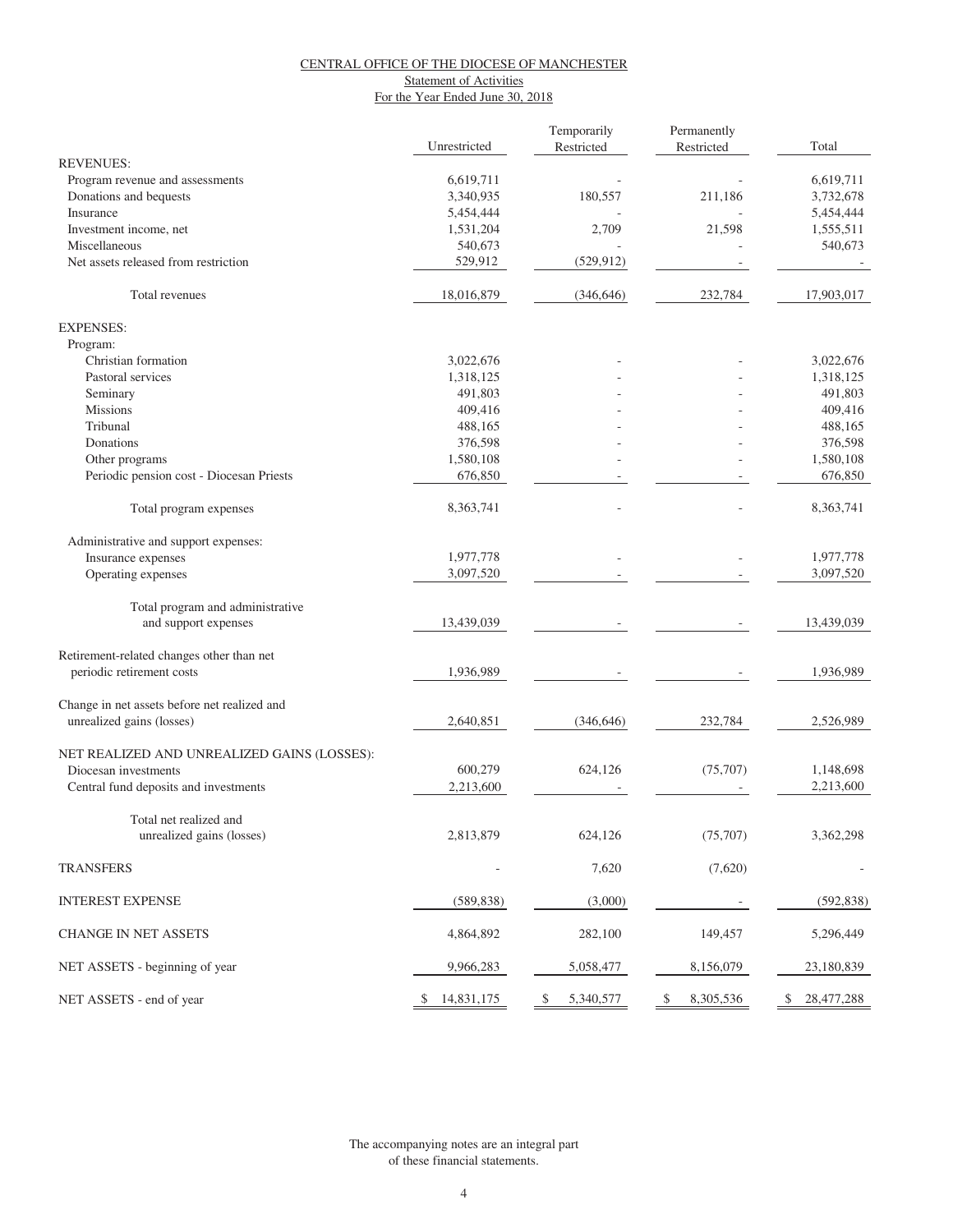# CENTRAL OFFICE OF THE DIOCESE OF MANCHESTER

## Statement of Activities

### For the Year Ended June 30, 2018

| | Unrestricted | Temporarily Restricted | Permanently Restricted | Total |
|---|---|---|---|---|
| **REVENUES:** | | | | |
| Program revenue and assessments | 6,619,711 | - | - | 6,619,711 |
| Donations and bequests | 3,340,935 | 180,557 | 211,186 | 3,732,678 |
| Insurance | 5,454,444 | - | - | 5,454,444 |
| Investment income, net | 1,531,204 | 2,709 | 21,598 | 1,555,511 |
| Miscellaneous | 540,673 | - | - | 540,673 |
| Net assets released from restriction | 529,912 | (529,912) | - | - |
| Total revenues | 18,016,879 | (346,646) | 232,784 | 17,903,017 |
| **EXPENSES:** | | | | |
| Program: | | | | |
| Christian formation | 3,022,676 | - | - | 3,022,676 |
| Pastoral services | 1,318,125 | - | - | 1,318,125 |
| Seminary | 491,803 | - | - | 491,803 |
| Missions | 409,416 | - | - | 409,416 |
| Tribunal | 488,165 | - | - | 488,165 |
| Donations | 376,598 | - | - | 376,598 |
| Other programs | 1,580,108 | - | - | 1,580,108 |
| Periodic pension cost - Diocesan Priests | 676,850 | - | - | 676,850 |
| Total program expenses | 8,363,741 | - | - | 8,363,741 |
| Administrative and support expenses: | | | | |
| Insurance expenses | 1,977,778 | - | - | 1,977,778 |
| Operating expenses | 3,097,520 | - | - | 3,097,520 |
| Total program and administrative and support expenses | 13,439,039 | - | - | 13,439,039 |
| Retirement-related changes other than net periodic retirement costs | 1,936,989 | - | - | 1,936,989 |
| Change in net assets before net realized and unrealized gains (losses) | 2,640,851 | (346,646) | 232,784 | 2,526,989 |
| **NET REALIZED AND UNREALIZED GAINS (LOSSES):** | | | | |
| Diocesan investments | 600,279 | 624,126 | (75,707) | 1,148,698 |
| Central fund deposits and investments | 2,213,600 | - | - | 2,213,600 |
| Total net realized and unrealized gains (losses) | 2,813,879 | 624,126 | (75,707) | 3,362,298 |
| TRANSFERS | - | 7,620 | (7,620) | - |
| INTEREST EXPENSE | (589,838) | (3,000) | - | (592,838) |
| CHANGE IN NET ASSETS | 4,864,892 | 282,100 | 149,457 | 5,296,449 |
| NET ASSETS - beginning of year | 9,966,283 | 5,058,477 | 8,156,079 | 23,180,839 |
| NET ASSETS - end of year | $ 14,831,175 | $ 5,340,577 | $ 8,305,536 | $ 28,477,288 |

The accompanying notes are an integral part of these financial statements.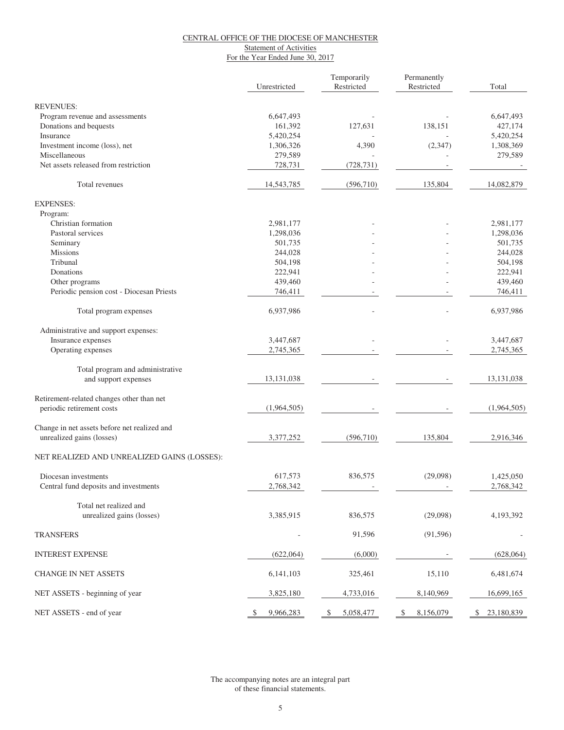# CENTRAL OFFICE OF THE DIOCESE OF MANCHESTER

## Statement of Activities

### For the Year Ended June 30, 2017

| | Unrestricted | Temporarily Restricted | Permanently Restricted | Total |
|---|---|---|---|---|
| **REVENUES:** | | | | |
| Program revenue and assessments | 6,647,493 | - | - | 6,647,493 |
| Donations and bequests | 161,392 | 127,631 | 138,151 | 427,174 |
| Insurance | 5,420,254 | - | - | 5,420,254 |
| Investment income (loss), net | 1,306,326 | 4,390 | (2,347) | 1,308,369 |
| Miscellaneous | 279,589 | - | - | 279,589 |
| Net assets released from restriction | 728,731 | (728,731) | - | - |
| Total revenues | 14,543,785 | (596,710) | 135,804 | 14,082,879 |
| **EXPENSES:** | | | | |
| Program: | | | | |
| Christian formation | 2,981,177 | - | - | 2,981,177 |
| Pastoral services | 1,298,036 | - | - | 1,298,036 |
| Seminary | 501,735 | - | - | 501,735 |
| Missions | 244,028 | - | - | 244,028 |
| Tribunal | 504,198 | - | - | 504,198 |
| Donations | 222,941 | - | - | 222,941 |
| Other programs | 439,460 | - | - | 439,460 |
| Periodic pension cost - Diocesan Priests | 746,411 | - | - | 746,411 |
| Total program expenses | 6,937,986 | - | - | 6,937,986 |
| Administrative and support expenses: | | | | |
| Insurance expenses | 3,447,687 | - | - | 3,447,687 |
| Operating expenses | 2,745,365 | - | - | 2,745,365 |
| Total program and administrative and support expenses | 13,131,038 | - | - | 13,131,038 |
| Retirement-related changes other than net periodic retirement costs | (1,964,505) | - | - | (1,964,505) |
| Change in net assets before net realized and unrealized gains (losses) | 3,377,252 | (596,710) | 135,804 | 2,916,346 |
| **NET REALIZED AND UNREALIZED GAINS (LOSSES):** | | | | |
| Diocesan investments | 617,573 | 836,575 | (29,098) | 1,425,050 |
| Central fund deposits and investments | 2,768,342 | - | - | 2,768,342 |
| Total net realized and unrealized gains (losses) | 3,385,915 | 836,575 | (29,098) | 4,193,392 |
| **TRANSFERS** | - | 91,596 | (91,596) | - |
| **INTEREST EXPENSE** | (622,064) | (6,000) | - | (628,064) |
| **CHANGE IN NET ASSETS** | 6,141,103 | 325,461 | 15,110 | 6,481,674 |
| **NET ASSETS - beginning of year** | 3,825,180 | 4,733,016 | 8,140,969 | 16,699,165 |
| **NET ASSETS - end of year** | $ 9,966,283 | $ 5,058,477 | $ 8,156,079 | $ 23,180,839 |

The accompanying notes are an integral part of these financial statements.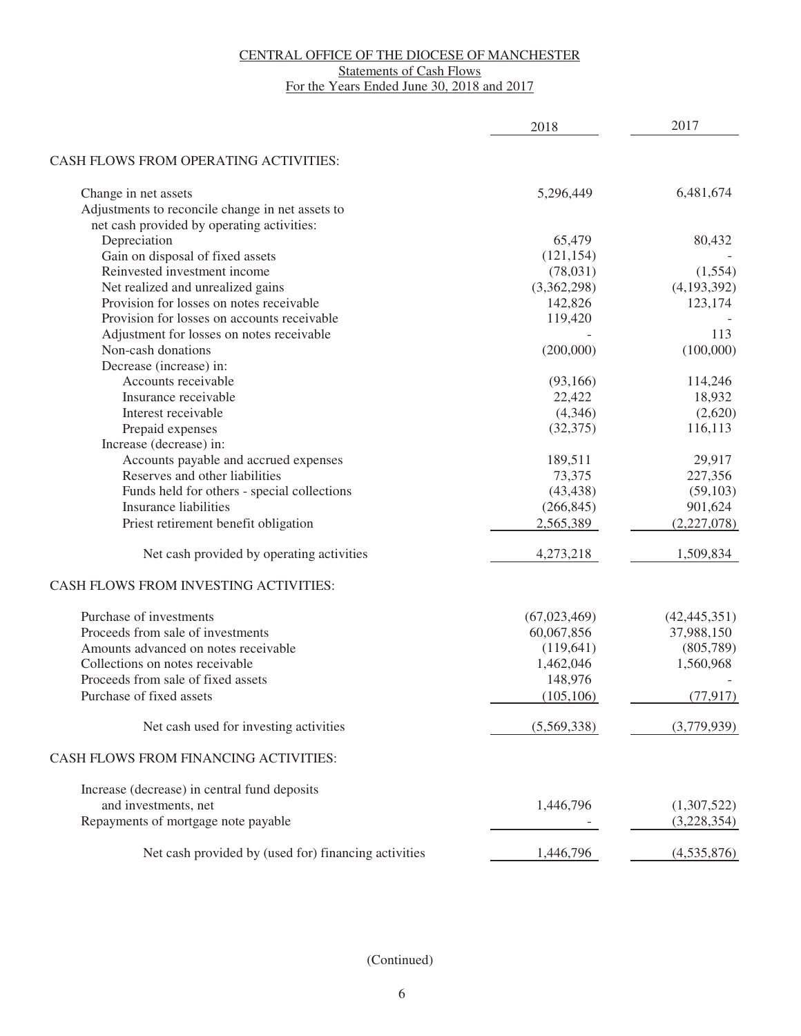CENTRAL OFFICE OF THE DIOCESE OF MANCHESTER

Statements of Cash Flows

For the Years Ended June 30, 2018 and 2017

| | 2018 | 2017 |
|---|---|---|
| **CASH FLOWS FROM OPERATING ACTIVITIES:** | | |
| Change in net assets | 5,296,449 | 6,481,674 |
| Adjustments to reconcile change in net assets to net cash provided by operating activities: | | |
| Depreciation | 65,479 | 80,432 |
| Gain on disposal of fixed assets | (121,154) | - |
| Reinvested investment income | (78,031) | (1,554) |
| Net realized and unrealized gains | (3,362,298) | (4,193,392) |
| Provision for losses on notes receivable | 142,826 | 123,174 |
| Provision for losses on accounts receivable | 119,420 | - |
| Adjustment for losses on notes receivable | - | 113 |
| Non-cash donations | (200,000) | (100,000) |
| Decrease (increase) in: | | |
| Accounts receivable | (93,166) | 114,246 |
| Insurance receivable | 22,422 | 18,932 |
| Interest receivable | (4,346) | (2,620) |
| Prepaid expenses | (32,375) | 116,113 |
| Increase (decrease) in: | | |
| Accounts payable and accrued expenses | 189,511 | 29,917 |
| Reserves and other liabilities | 73,375 | 227,356 |
| Funds held for others - special collections | (43,438) | (59,103) |
| Insurance liabilities | (266,845) | 901,624 |
| Priest retirement benefit obligation | 2,565,389 | (2,227,078) |
| Net cash provided by operating activities | 4,273,218 | 1,509,834 |
| **CASH FLOWS FROM INVESTING ACTIVITIES:** | | |
| Purchase of investments | (67,023,469) | (42,445,351) |
| Proceeds from sale of investments | 60,067,856 | 37,988,150 |
| Amounts advanced on notes receivable | (119,641) | (805,789) |
| Collections on notes receivable | 1,462,046 | 1,560,968 |
| Proceeds from sale of fixed assets | 148,976 | - |
| Purchase of fixed assets | (105,106) | (77,917) |
| Net cash used for investing activities | (5,569,338) | (3,779,939) |
| **CASH FLOWS FROM FINANCING ACTIVITIES:** | | |
| Increase (decrease) in central fund deposits and investments, net | 1,446,796 | (1,307,522) |
| Repayments of mortgage note payable | - | (3,228,354) |
| Net cash provided by (used for) financing activities | 1,446,796 | (4,535,876) |

(Continued)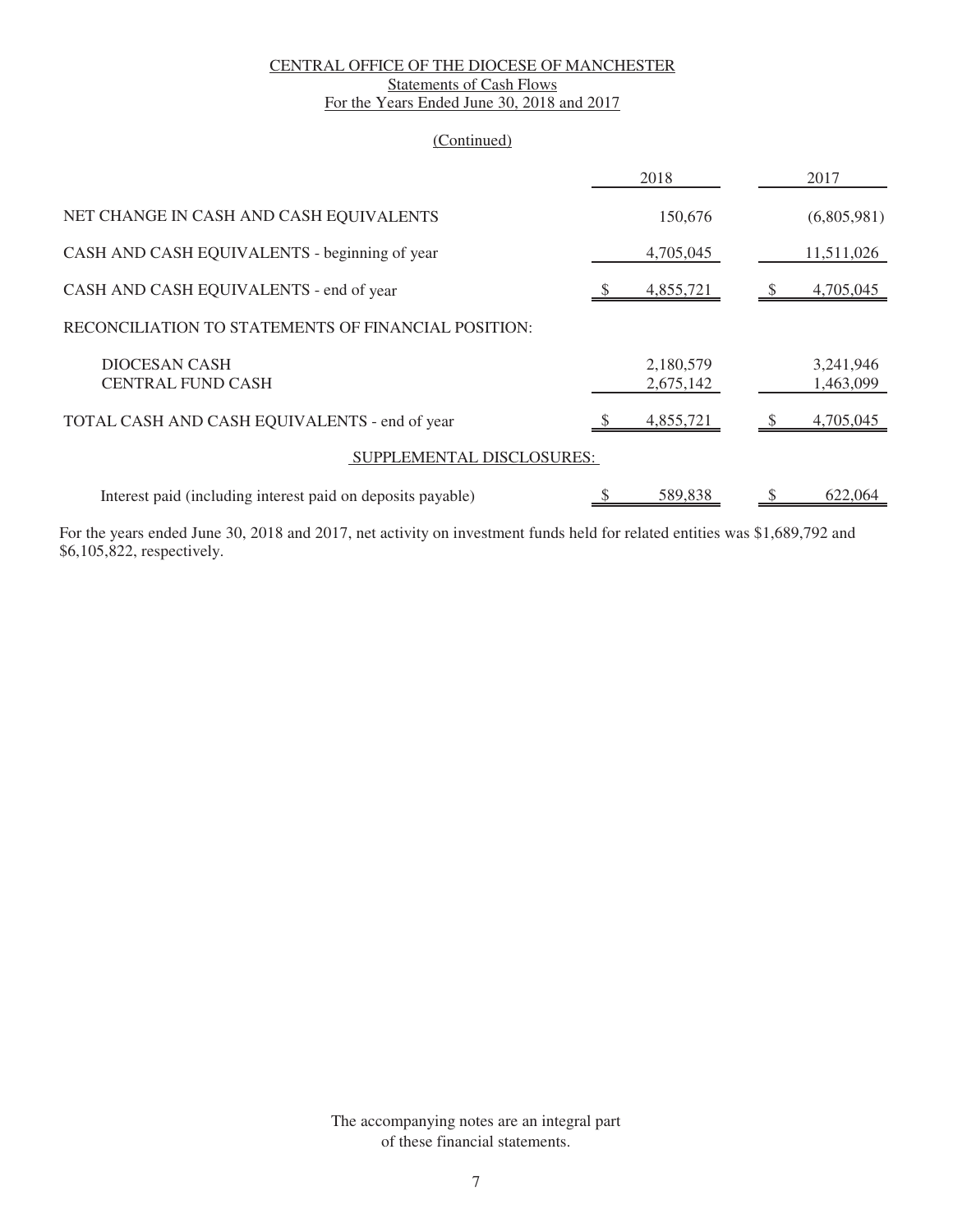CENTRAL OFFICE OF THE DIOCESE OF MANCHESTER

Statements of Cash Flows

For the Years Ended June 30, 2018 and 2017

(Continued)

| | 2018 | 2017 |
|---|---|---|
| NET CHANGE IN CASH AND CASH EQUIVALENTS | 150,676 | (6,805,981) |
| CASH AND CASH EQUIVALENTS - beginning of year | 4,705,045 | 11,511,026 |
| CASH AND CASH EQUIVALENTS - end of year | $ 4,855,721 | $ 4,705,045 |
| RECONCILIATION TO STATEMENTS OF FINANCIAL POSITION: | | |
| DIOCESAN CASH | 2,180,579 | 3,241,946 |
| CENTRAL FUND CASH | 2,675,142 | 1,463,099 |
| TOTAL CASH AND CASH EQUIVALENTS - end of year | $ 4,855,721 | $ 4,705,045 |
| SUPPLEMENTAL DISCLOSURES: | | |
| Interest paid (including interest paid on deposits payable) | $ 589,838 | $ 622,064 |

For the years ended June 30, 2018 and 2017, net activity on investment funds held for related entities was $1,689,792 and $6,105,822, respectively.

The accompanying notes are an integral part of these financial statements.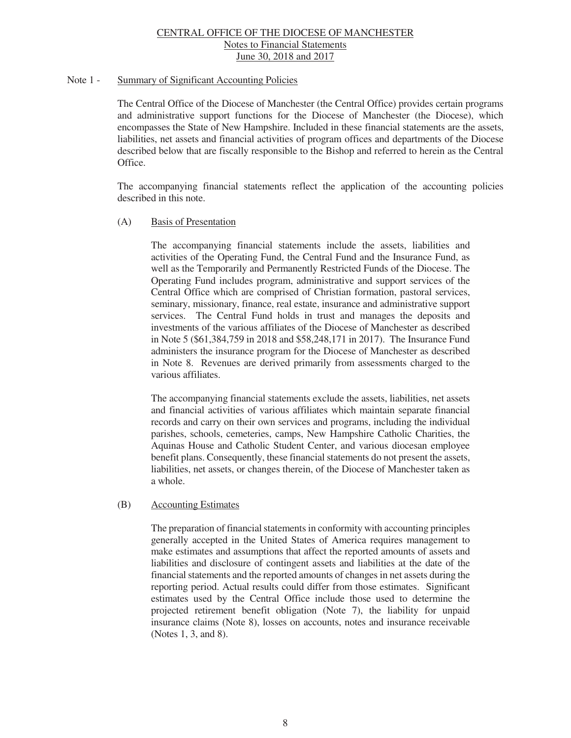CENTRAL OFFICE OF THE DIOCESE OF MANCHESTER
Notes to Financial Statements
June 30, 2018 and 2017

## Note 1 - Summary of Significant Accounting Policies

The Central Office of the Diocese of Manchester (the Central Office) provides certain programs and administrative support functions for the Diocese of Manchester (the Diocese), which encompasses the State of New Hampshire. Included in these financial statements are the assets, liabilities, net assets and financial activities of program offices and departments of the Diocese described below that are fiscally responsible to the Bishop and referred to herein as the Central Office.

The accompanying financial statements reflect the application of the accounting policies described in this note.

### (A) Basis of Presentation

The accompanying financial statements include the assets, liabilities and activities of the Operating Fund, the Central Fund and the Insurance Fund, as well as the Temporarily and Permanently Restricted Funds of the Diocese. The Operating Fund includes program, administrative and support services of the Central Office which are comprised of Christian formation, pastoral services, seminary, missionary, finance, real estate, insurance and administrative support services. The Central Fund holds in trust and manages the deposits and investments of the various affiliates of the Diocese of Manchester as described in Note 5 ($61,384,759 in 2018 and $58,248,171 in 2017). The Insurance Fund administers the insurance program for the Diocese of Manchester as described in Note 8. Revenues are derived primarily from assessments charged to the various affiliates.

The accompanying financial statements exclude the assets, liabilities, net assets and financial activities of various affiliates which maintain separate financial records and carry on their own services and programs, including the individual parishes, schools, cemeteries, camps, New Hampshire Catholic Charities, the Aquinas House and Catholic Student Center, and various diocesan employee benefit plans. Consequently, these financial statements do not present the assets, liabilities, net assets, or changes therein, of the Diocese of Manchester taken as a whole.

### (B) Accounting Estimates

The preparation of financial statements in conformity with accounting principles generally accepted in the United States of America requires management to make estimates and assumptions that affect the reported amounts of assets and liabilities and disclosure of contingent assets and liabilities at the date of the financial statements and the reported amounts of changes in net assets during the reporting period. Actual results could differ from those estimates. Significant estimates used by the Central Office include those used to determine the projected retirement benefit obligation (Note 7), the liability for unpaid insurance claims (Note 8), losses on accounts, notes and insurance receivable (Notes 1, 3, and 8).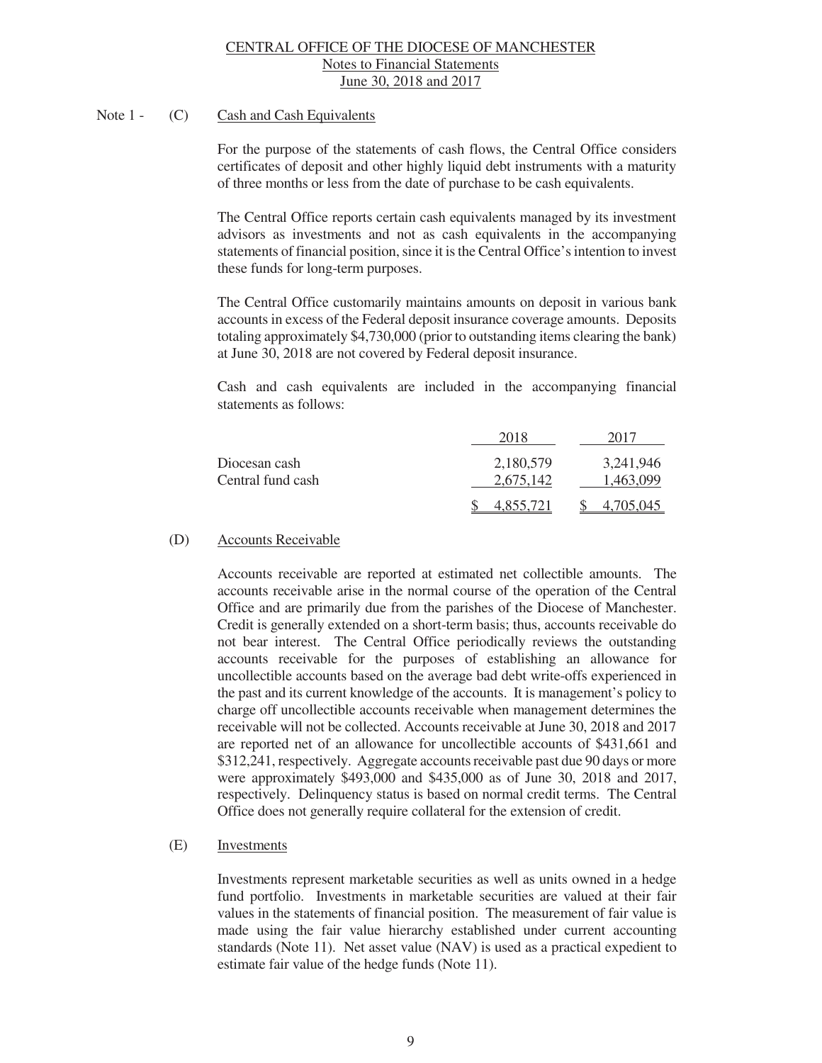CENTRAL OFFICE OF THE DIOCESE OF MANCHESTER
Notes to Financial Statements
June 30, 2018 and 2017

Note 1 - (C) Cash and Cash Equivalents

For the purpose of the statements of cash flows, the Central Office considers certificates of deposit and other highly liquid debt instruments with a maturity of three months or less from the date of purchase to be cash equivalents.

The Central Office reports certain cash equivalents managed by its investment advisors as investments and not as cash equivalents in the accompanying statements of financial position, since it is the Central Office's intention to invest these funds for long-term purposes.

The Central Office customarily maintains amounts on deposit in various bank accounts in excess of the Federal deposit insurance coverage amounts. Deposits totaling approximately $4,730,000 (prior to outstanding items clearing the bank) at June 30, 2018 are not covered by Federal deposit insurance.

Cash and cash equivalents are included in the accompanying financial statements as follows:

| | 2018 | 2017 |
|---|---|---|
| Diocesan cash | 2,180,579 | 3,241,946 |
| Central fund cash | 2,675,142 | 1,463,099 |
| | $ 4,855,721 | $ 4,705,045 |

(D) Accounts Receivable

Accounts receivable are reported at estimated net collectible amounts. The accounts receivable arise in the normal course of the operation of the Central Office and are primarily due from the parishes of the Diocese of Manchester. Credit is generally extended on a short-term basis; thus, accounts receivable do not bear interest. The Central Office periodically reviews the outstanding accounts receivable for the purposes of establishing an allowance for uncollectible accounts based on the average bad debt write-offs experienced in the past and its current knowledge of the accounts. It is management's policy to charge off uncollectible accounts receivable when management determines the receivable will not be collected. Accounts receivable at June 30, 2018 and 2017 are reported net of an allowance for uncollectible accounts of $431,661 and $312,241, respectively. Aggregate accounts receivable past due 90 days or more were approximately $493,000 and $435,000 as of June 30, 2018 and 2017, respectively. Delinquency status is based on normal credit terms. The Central Office does not generally require collateral for the extension of credit.

(E) Investments

Investments represent marketable securities as well as units owned in a hedge fund portfolio. Investments in marketable securities are valued at their fair values in the statements of financial position. The measurement of fair value is made using the fair value hierarchy established under current accounting standards (Note 11). Net asset value (NAV) is used as a practical expedient to estimate fair value of the hedge funds (Note 11).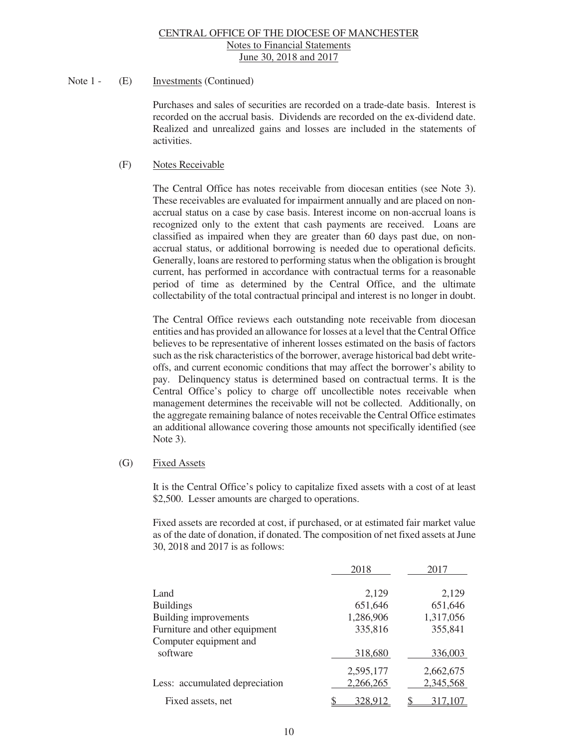Note 1 - (E) Investments (Continued)

Purchases and sales of securities are recorded on a trade-date basis. Interest is recorded on the accrual basis. Dividends are recorded on the ex-dividend date. Realized and unrealized gains and losses are included in the statements of activities.

(F) Notes Receivable

The Central Office has notes receivable from diocesan entities (see Note 3). These receivables are evaluated for impairment annually and are placed on non-accrual status on a case by case basis. Interest income on non-accrual loans is recognized only to the extent that cash payments are received. Loans are classified as impaired when they are greater than 60 days past due, on non-accrual status, or additional borrowing is needed due to operational deficits. Generally, loans are restored to performing status when the obligation is brought current, has performed in accordance with contractual terms for a reasonable period of time as determined by the Central Office, and the ultimate collectability of the total contractual principal and interest is no longer in doubt.

The Central Office reviews each outstanding note receivable from diocesan entities and has provided an allowance for losses at a level that the Central Office believes to be representative of inherent losses estimated on the basis of factors such as the risk characteristics of the borrower, average historical bad debt write-offs, and current economic conditions that may affect the borrower's ability to pay. Delinquency status is determined based on contractual terms. It is the Central Office's policy to charge off uncollectible notes receivable when management determines the receivable will not be collected. Additionally, on the aggregate remaining balance of notes receivable the Central Office estimates an additional allowance covering those amounts not specifically identified (see Note 3).

(G) Fixed Assets

It is the Central Office's policy to capitalize fixed assets with a cost of at least $2,500. Lesser amounts are charged to operations.

Fixed assets are recorded at cost, if purchased, or at estimated fair market value as of the date of donation, if donated. The composition of net fixed assets at June 30, 2018 and 2017 is as follows:

| | 2018 | 2017 |
|---|---|---|
| Land | 2,129 | 2,129 |
| Buildings | 651,646 | 651,646 |
| Building improvements | 1,286,906 | 1,317,056 |
| Furniture and other equipment | 335,816 | 355,841 |
| Computer equipment and software | 318,680 | 336,003 |
| | 2,595,177 | 2,662,675 |
| Less: accumulated depreciation | 2,266,265 | 2,345,568 |
| Fixed assets, net | $ 328,912 | $ 317,107 |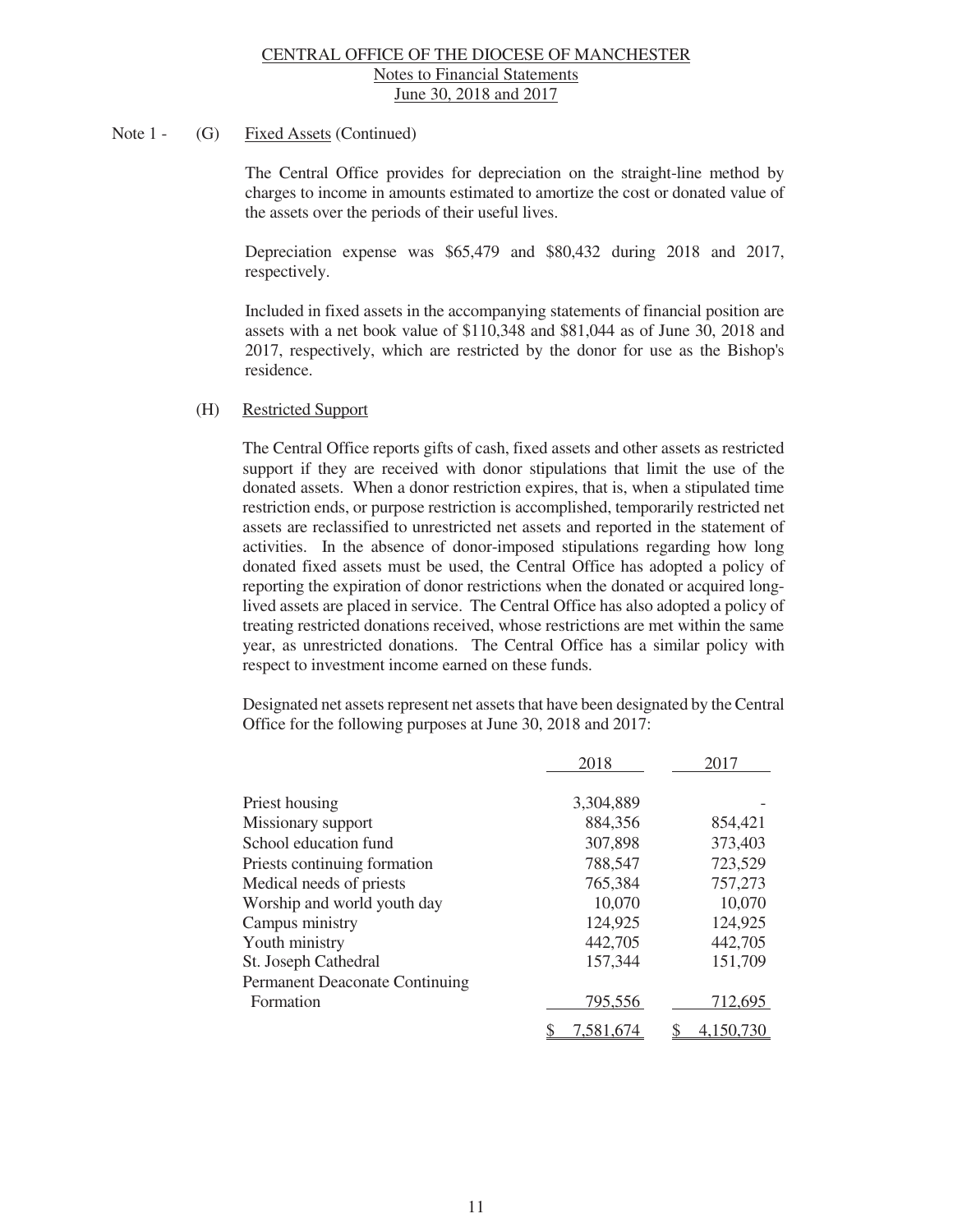Note 1 - (G) Fixed Assets (Continued)

The Central Office provides for depreciation on the straight-line method by charges to income in amounts estimated to amortize the cost or donated value of the assets over the periods of their useful lives.

Depreciation expense was $65,479 and $80,432 during 2018 and 2017, respectively.

Included in fixed assets in the accompanying statements of financial position are assets with a net book value of $110,348 and $81,044 as of June 30, 2018 and 2017, respectively, which are restricted by the donor for use as the Bishop's residence.

(H) Restricted Support

The Central Office reports gifts of cash, fixed assets and other assets as restricted support if they are received with donor stipulations that limit the use of the donated assets. When a donor restriction expires, that is, when a stipulated time restriction ends, or purpose restriction is accomplished, temporarily restricted net assets are reclassified to unrestricted net assets and reported in the statement of activities. In the absence of donor-imposed stipulations regarding how long donated fixed assets must be used, the Central Office has adopted a policy of reporting the expiration of donor restrictions when the donated or acquired long-lived assets are placed in service. The Central Office has also adopted a policy of treating restricted donations received, whose restrictions are met within the same year, as unrestricted donations. The Central Office has a similar policy with respect to investment income earned on these funds.

Designated net assets represent net assets that have been designated by the Central Office for the following purposes at June 30, 2018 and 2017:

| | 2018 | 2017 |
|---|---|---|
| Priest housing | 3,304,889 | - |
| Missionary support | 884,356 | 854,421 |
| School education fund | 307,898 | 373,403 |
| Priests continuing formation | 788,547 | 723,529 |
| Medical needs of priests | 765,384 | 757,273 |
| Worship and world youth day | 10,070 | 10,070 |
| Campus ministry | 124,925 | 124,925 |
| Youth ministry | 442,705 | 442,705 |
| St. Joseph Cathedral | 157,344 | 151,709 |
| Permanent Deaconate Continuing Formation | 795,556 | 712,695 |
| | $ 7,581,674 | $ 4,150,730 |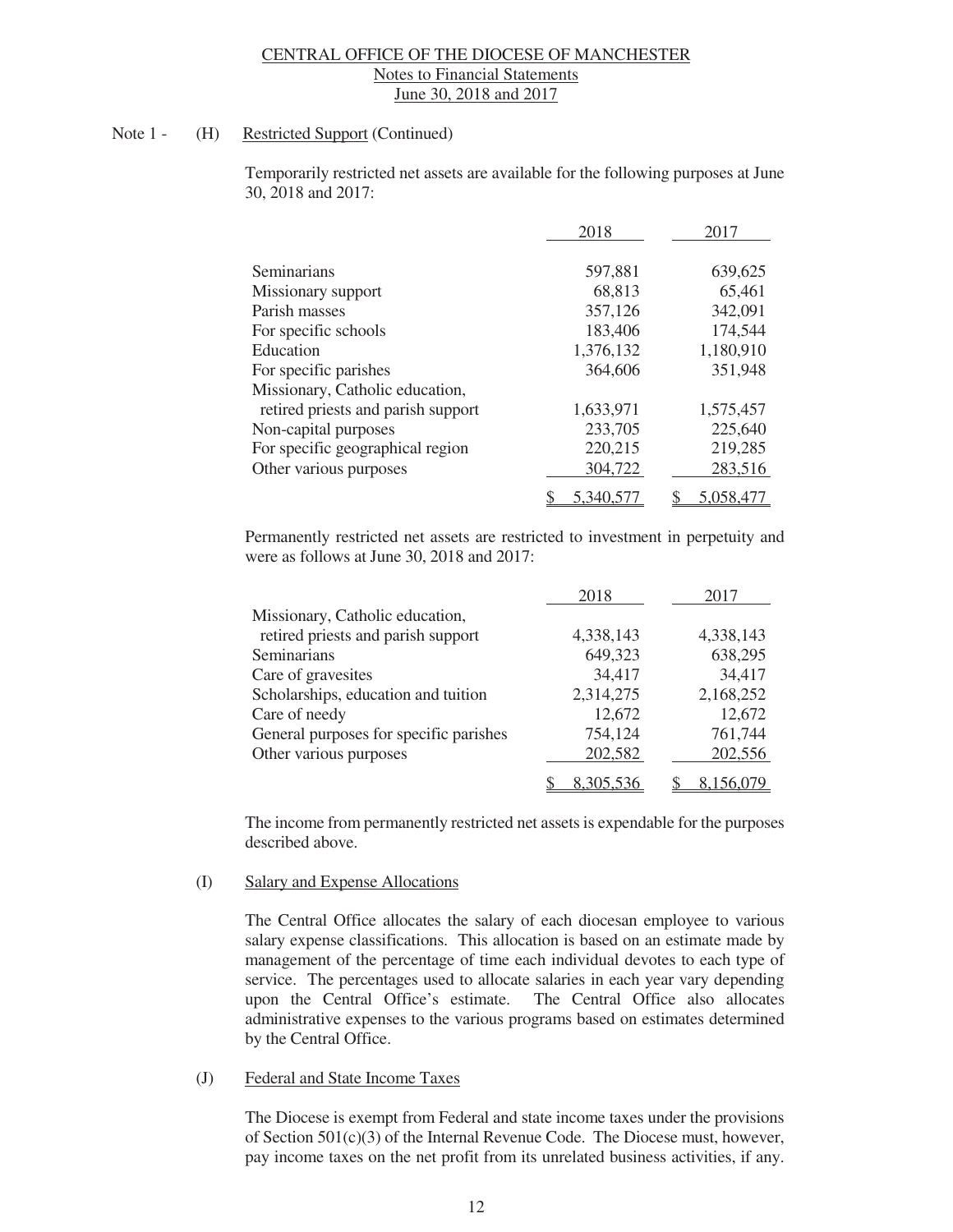Note 1 - (H) Restricted Support (Continued)

Temporarily restricted net assets are available for the following purposes at June 30, 2018 and 2017:

| | 2018 | 2017 |
|---|---|---|
| Seminarians | 597,881 | 639,625 |
| Missionary support | 68,813 | 65,461 |
| Parish masses | 357,126 | 342,091 |
| For specific schools | 183,406 | 174,544 |
| Education | 1,376,132 | 1,180,910 |
| For specific parishes | 364,606 | 351,948 |
| Missionary, Catholic education, retired priests and parish support | 1,633,971 | 1,575,457 |
| Non-capital purposes | 233,705 | 225,640 |
| For specific geographical region | 220,215 | 219,285 |
| Other various purposes | 304,722 | 283,516 |
| | $ 5,340,577 | $ 5,058,477 |

Permanently restricted net assets are restricted to investment in perpetuity and were as follows at June 30, 2018 and 2017:

| | 2018 | 2017 |
|---|---|---|
| Missionary, Catholic education, retired priests and parish support | 4,338,143 | 4,338,143 |
| Seminarians | 649,323 | 638,295 |
| Care of gravesites | 34,417 | 34,417 |
| Scholarships, education and tuition | 2,314,275 | 2,168,252 |
| Care of needy | 12,672 | 12,672 |
| General purposes for specific parishes | 754,124 | 761,744 |
| Other various purposes | 202,582 | 202,556 |
| | $ 8,305,536 | $ 8,156,079 |

The income from permanently restricted net assets is expendable for the purposes described above.

(I) Salary and Expense Allocations

The Central Office allocates the salary of each diocesan employee to various salary expense classifications. This allocation is based on an estimate made by management of the percentage of time each individual devotes to each type of service. The percentages used to allocate salaries in each year vary depending upon the Central Office's estimate. The Central Office also allocates administrative expenses to the various programs based on estimates determined by the Central Office.

(J) Federal and State Income Taxes

The Diocese is exempt from Federal and state income taxes under the provisions of Section 501(c)(3) of the Internal Revenue Code. The Diocese must, however, pay income taxes on the net profit from its unrelated business activities, if any.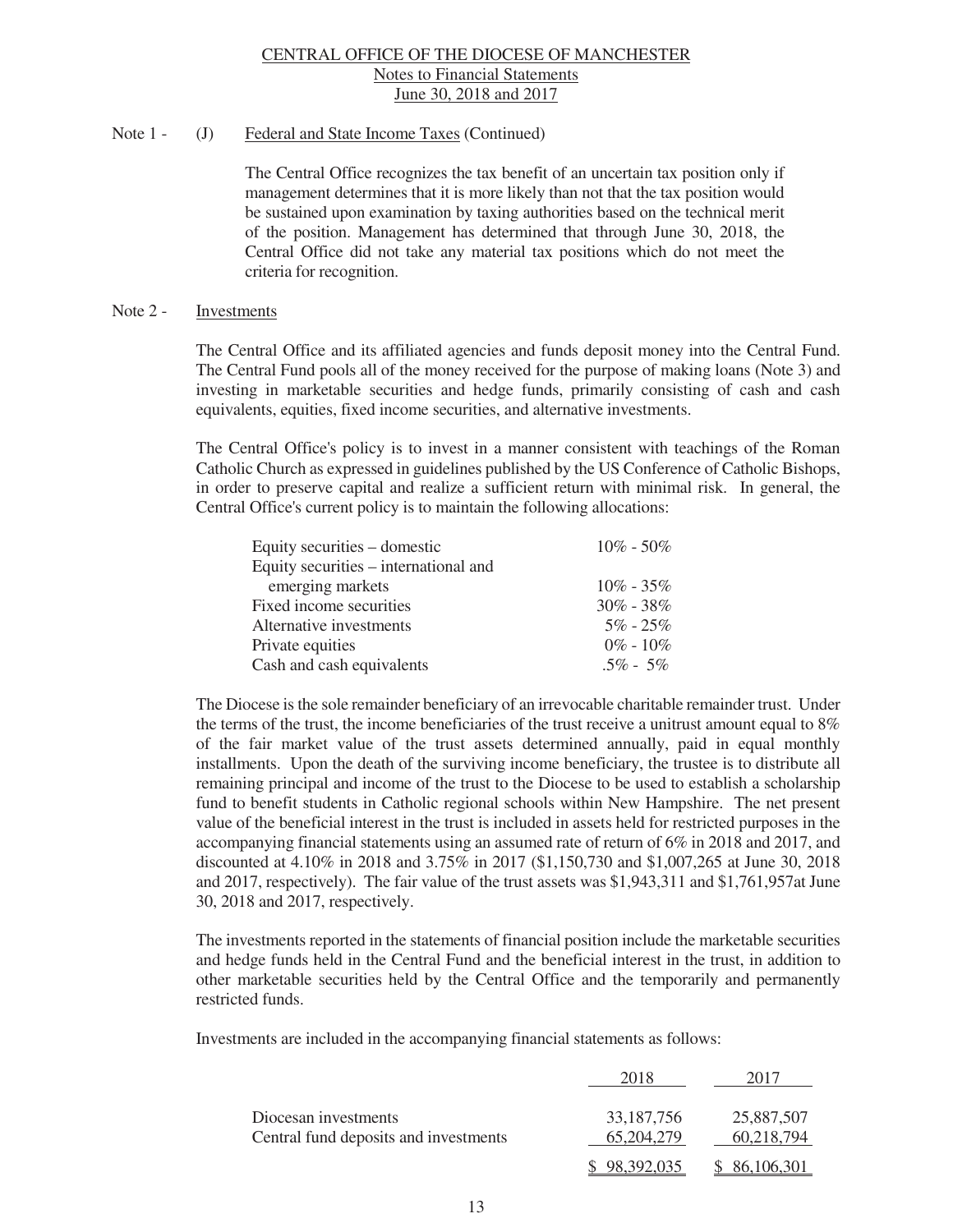CENTRAL OFFICE OF THE DIOCESE OF MANCHESTER
Notes to Financial Statements
June 30, 2018 and 2017

Note 1 - (J) Federal and State Income Taxes (Continued)

The Central Office recognizes the tax benefit of an uncertain tax position only if management determines that it is more likely than not that the tax position would be sustained upon examination by taxing authorities based on the technical merit of the position. Management has determined that through June 30, 2018, the Central Office did not take any material tax positions which do not meet the criteria for recognition.

Note 2 - Investments

The Central Office and its affiliated agencies and funds deposit money into the Central Fund. The Central Fund pools all of the money received for the purpose of making loans (Note 3) and investing in marketable securities and hedge funds, primarily consisting of cash and cash equivalents, equities, fixed income securities, and alternative investments.

The Central Office's policy is to invest in a manner consistent with teachings of the Roman Catholic Church as expressed in guidelines published by the US Conference of Catholic Bishops, in order to preserve capital and realize a sufficient return with minimal risk. In general, the Central Office's current policy is to maintain the following allocations:

| | |
|---|---|
| Equity securities – domestic | 10% - 50% |
| Equity securities – international and emerging markets | 10% - 35% |
| Fixed income securities | 30% - 38% |
| Alternative investments | 5% - 25% |
| Private equities | 0% - 10% |
| Cash and cash equivalents | .5% - 5% |

The Diocese is the sole remainder beneficiary of an irrevocable charitable remainder trust. Under the terms of the trust, the income beneficiaries of the trust receive a unitrust amount equal to 8% of the fair market value of the trust assets determined annually, paid in equal monthly installments. Upon the death of the surviving income beneficiary, the trustee is to distribute all remaining principal and income of the trust to the Diocese to be used to establish a scholarship fund to benefit students in Catholic regional schools within New Hampshire. The net present value of the beneficial interest in the trust is included in assets held for restricted purposes in the accompanying financial statements using an assumed rate of return of 6% in 2018 and 2017, and discounted at 4.10% in 2018 and 3.75% in 2017 ($1,150,730 and $1,007,265 at June 30, 2018 and 2017, respectively). The fair value of the trust assets was $1,943,311 and $1,761,957at June 30, 2018 and 2017, respectively.

The investments reported in the statements of financial position include the marketable securities and hedge funds held in the Central Fund and the beneficial interest in the trust, in addition to other marketable securities held by the Central Office and the temporarily and permanently restricted funds.

Investments are included in the accompanying financial statements as follows:

| | 2018 | 2017 |
|---|---|---|
| Diocesan investments | 33,187,756 | 25,887,507 |
| Central fund deposits and investments | 65,204,279 | 60,218,794 |
| | $ 98,392,035 | $ 86,106,301 |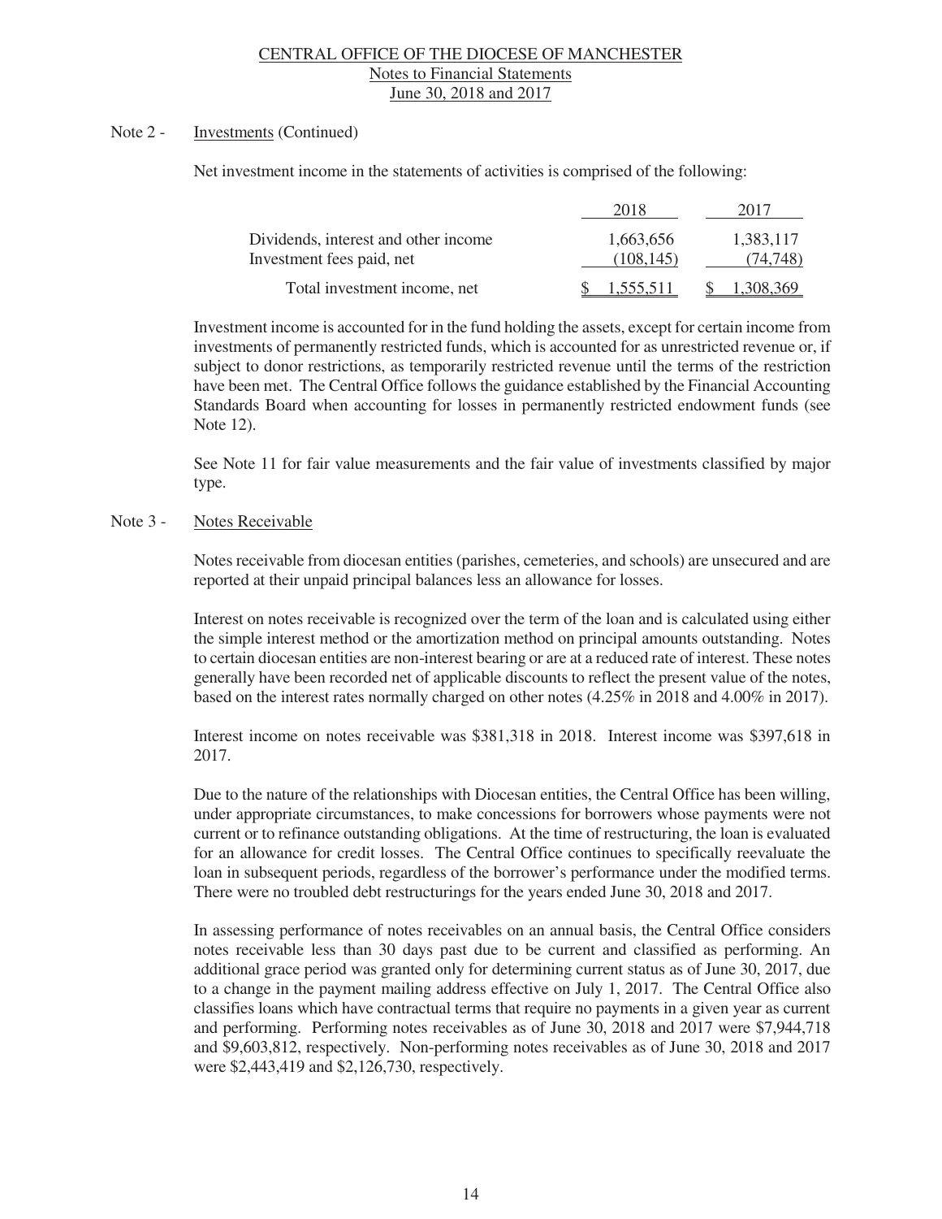CENTRAL OFFICE OF THE DIOCESE OF MANCHESTER
Notes to Financial Statements
June 30, 2018 and 2017

Note 2 - Investments (Continued)

Net investment income in the statements of activities is comprised of the following:

| | 2018 | 2017 |
|---|---|---|
| Dividends, interest and other income | 1,663,656 | 1,383,117 |
| Investment fees paid, net | (108,145) | (74,748) |
| Total investment income, net | $ 1,555,511 | $ 1,308,369 |

Investment income is accounted for in the fund holding the assets, except for certain income from investments of permanently restricted funds, which is accounted for as unrestricted revenue or, if subject to donor restrictions, as temporarily restricted revenue until the terms of the restriction have been met. The Central Office follows the guidance established by the Financial Accounting Standards Board when accounting for losses in permanently restricted endowment funds (see Note 12).

See Note 11 for fair value measurements and the fair value of investments classified by major type.

Note 3 - Notes Receivable

Notes receivable from diocesan entities (parishes, cemeteries, and schools) are unsecured and are reported at their unpaid principal balances less an allowance for losses.

Interest on notes receivable is recognized over the term of the loan and is calculated using either the simple interest method or the amortization method on principal amounts outstanding. Notes to certain diocesan entities are non-interest bearing or are at a reduced rate of interest. These notes generally have been recorded net of applicable discounts to reflect the present value of the notes, based on the interest rates normally charged on other notes (4.25% in 2018 and 4.00% in 2017).

Interest income on notes receivable was $381,318 in 2018. Interest income was $397,618 in 2017.

Due to the nature of the relationships with Diocesan entities, the Central Office has been willing, under appropriate circumstances, to make concessions for borrowers whose payments were not current or to refinance outstanding obligations. At the time of restructuring, the loan is evaluated for an allowance for credit losses. The Central Office continues to specifically reevaluate the loan in subsequent periods, regardless of the borrower's performance under the modified terms. There were no troubled debt restructurings for the years ended June 30, 2018 and 2017.

In assessing performance of notes receivables on an annual basis, the Central Office considers notes receivable less than 30 days past due to be current and classified as performing. An additional grace period was granted only for determining current status as of June 30, 2017, due to a change in the payment mailing address effective on July 1, 2017. The Central Office also classifies loans which have contractual terms that require no payments in a given year as current and performing. Performing notes receivables as of June 30, 2018 and 2017 were $7,944,718 and $9,603,812, respectively. Non-performing notes receivables as of June 30, 2018 and 2017 were $2,443,419 and $2,126,730, respectively.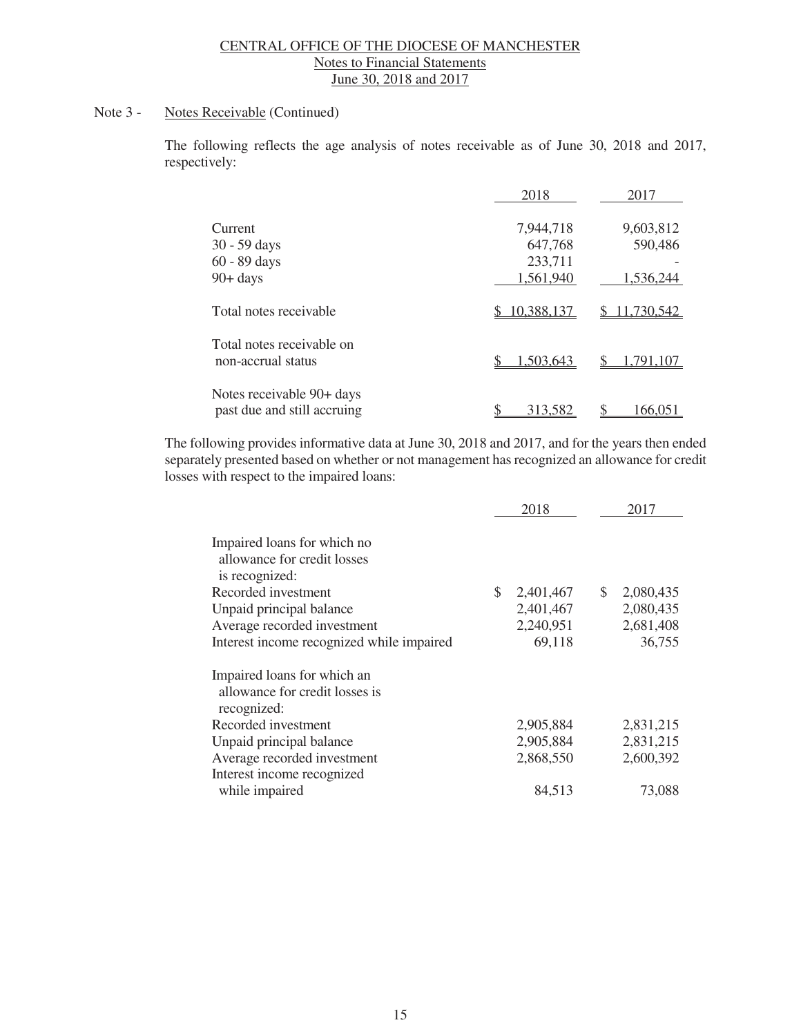CENTRAL OFFICE OF THE DIOCESE OF MANCHESTER
Notes to Financial Statements
June 30, 2018 and 2017

Note 3 - Notes Receivable (Continued)

The following reflects the age analysis of notes receivable as of June 30, 2018 and 2017, respectively:

| | 2018 | 2017 |
|---|---|---|
| Current | 7,944,718 | 9,603,812 |
| 30 - 59 days | 647,768 | 590,486 |
| 60 - 89 days | 233,711 | - |
| 90+ days | 1,561,940 | 1,536,244 |
| Total notes receivable | $ 10,388,137 | $ 11,730,542 |
| Total notes receivable on non-accrual status | $ 1,503,643 | $ 1,791,107 |
| Notes receivable 90+ days past due and still accruing | $ 313,582 | $ 166,051 |

The following provides informative data at June 30, 2018 and 2017, and for the years then ended separately presented based on whether or not management has recognized an allowance for credit losses with respect to the impaired loans:

| | 2018 | 2017 |
|---|---|---|
| Impaired loans for which no allowance for credit losses is recognized: | | |
| Recorded investment | $ 2,401,467 | $ 2,080,435 |
| Unpaid principal balance | 2,401,467 | 2,080,435 |
| Average recorded investment | 2,240,951 | 2,681,408 |
| Interest income recognized while impaired | 69,118 | 36,755 |
| Impaired loans for which an allowance for credit losses is recognized: | | |
| Recorded investment | 2,905,884 | 2,831,215 |
| Unpaid principal balance | 2,905,884 | 2,831,215 |
| Average recorded investment | 2,868,550 | 2,600,392 |
| Interest income recognized while impaired | 84,513 | 73,088 |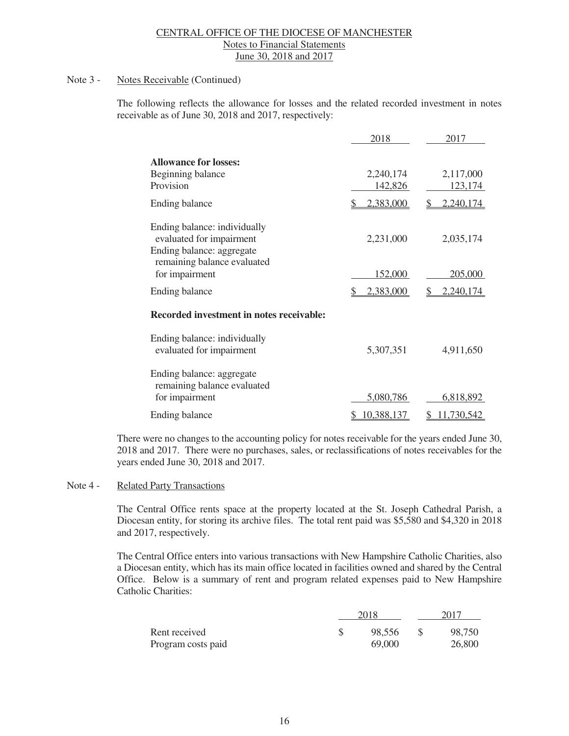CENTRAL OFFICE OF THE DIOCESE OF MANCHESTER
Notes to Financial Statements
June 30, 2018 and 2017

Note 3 - Notes Receivable (Continued)

The following reflects the allowance for losses and the related recorded investment in notes receivable as of June 30, 2018 and 2017, respectively:

| | 2018 | 2017 |
|---|---|---|
| **Allowance for losses:** | | |
| Beginning balance | 2,240,174 | 2,117,000 |
| Provision | 142,826 | 123,174 |
| Ending balance | $ 2,383,000 | $ 2,240,174 |
| Ending balance: individually evaluated for impairment | 2,231,000 | 2,035,174 |
| Ending balance: aggregate remaining balance evaluated for impairment | 152,000 | 205,000 |
| Ending balance | $ 2,383,000 | $ 2,240,174 |
| **Recorded investment in notes receivable:** | | |
| Ending balance: individually evaluated for impairment | 5,307,351 | 4,911,650 |
| Ending balance: aggregate remaining balance evaluated for impairment | 5,080,786 | 6,818,892 |
| Ending balance | $ 10,388,137 | $ 11,730,542 |

There were no changes to the accounting policy for notes receivable for the years ended June 30, 2018 and 2017. There were no purchases, sales, or reclassifications of notes receivables for the years ended June 30, 2018 and 2017.

Note 4 - Related Party Transactions

The Central Office rents space at the property located at the St. Joseph Cathedral Parish, a Diocesan entity, for storing its archive files. The total rent paid was $5,580 and $4,320 in 2018 and 2017, respectively.

The Central Office enters into various transactions with New Hampshire Catholic Charities, also a Diocesan entity, which has its main office located in facilities owned and shared by the Central Office. Below is a summary of rent and program related expenses paid to New Hampshire Catholic Charities:

| | 2018 | 2017 |
|---|---|---|
| Rent received | $ 98,556 | $ 98,750 |
| Program costs paid | 69,000 | 26,800 |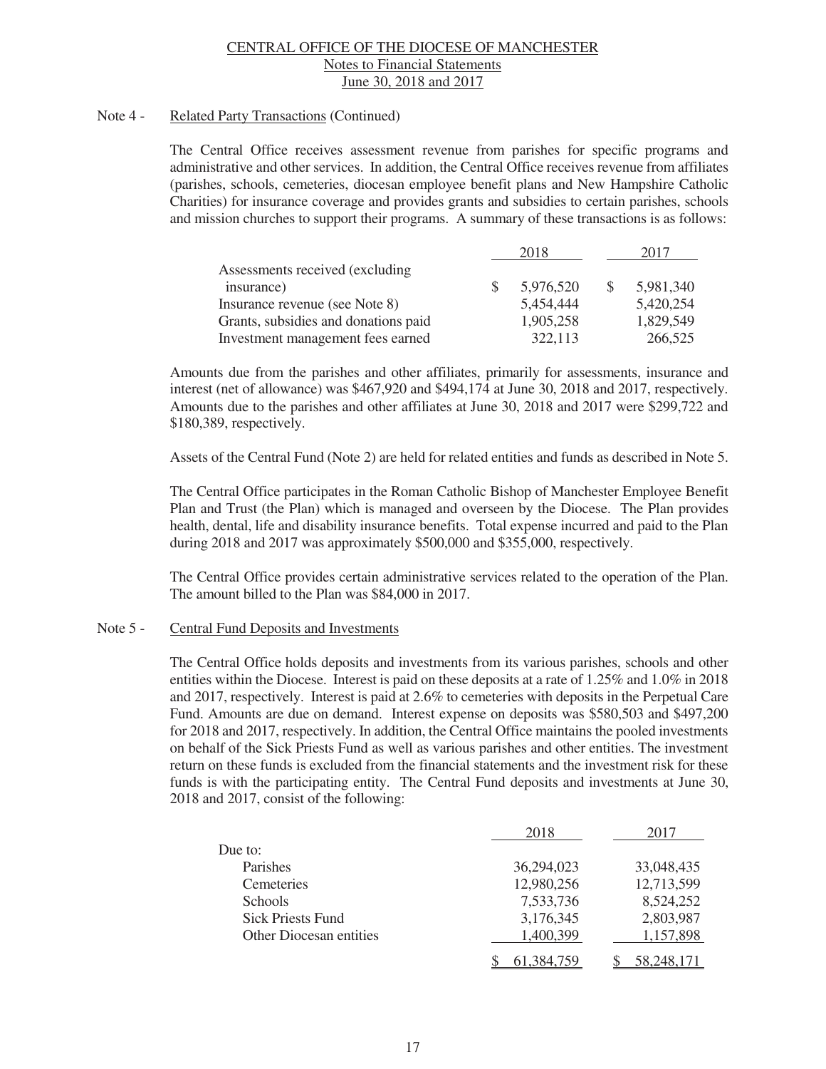## Note 4 - Related Party Transactions (Continued)

The Central Office receives assessment revenue from parishes for specific programs and administrative and other services. In addition, the Central Office receives revenue from affiliates (parishes, schools, cemeteries, diocesan employee benefit plans and New Hampshire Catholic Charities) for insurance coverage and provides grants and subsidies to certain parishes, schools and mission churches to support their programs. A summary of these transactions is as follows:

| | 2018 | 2017 |
|---|---|---|
| Assessments received (excluding insurance) | $ 5,976,520 | $ 5,981,340 |
| Insurance revenue (see Note 8) | 5,454,444 | 5,420,254 |
| Grants, subsidies and donations paid | 1,905,258 | 1,829,549 |
| Investment management fees earned | 322,113 | 266,525 |

Amounts due from the parishes and other affiliates, primarily for assessments, insurance and interest (net of allowance) was $467,920 and $494,174 at June 30, 2018 and 2017, respectively. Amounts due to the parishes and other affiliates at June 30, 2018 and 2017 were $299,722 and $180,389, respectively.

Assets of the Central Fund (Note 2) are held for related entities and funds as described in Note 5.

The Central Office participates in the Roman Catholic Bishop of Manchester Employee Benefit Plan and Trust (the Plan) which is managed and overseen by the Diocese. The Plan provides health, dental, life and disability insurance benefits. Total expense incurred and paid to the Plan during 2018 and 2017 was approximately $500,000 and $355,000, respectively.

The Central Office provides certain administrative services related to the operation of the Plan. The amount billed to the Plan was $84,000 in 2017.

## Note 5 - Central Fund Deposits and Investments

The Central Office holds deposits and investments from its various parishes, schools and other entities within the Diocese. Interest is paid on these deposits at a rate of 1.25% and 1.0% in 2018 and 2017, respectively. Interest is paid at 2.6% to cemeteries with deposits in the Perpetual Care Fund. Amounts are due on demand. Interest expense on deposits was $580,503 and $497,200 for 2018 and 2017, respectively. In addition, the Central Office maintains the pooled investments on behalf of the Sick Priests Fund as well as various parishes and other entities. The investment return on these funds is excluded from the financial statements and the investment risk for these funds is with the participating entity. The Central Fund deposits and investments at June 30, 2018 and 2017, consist of the following:

| | 2018 | 2017 |
|---|---|---|
| Due to: | | |
| Parishes | 36,294,023 | 33,048,435 |
| Cemeteries | 12,980,256 | 12,713,599 |
| Schools | 7,533,736 | 8,524,252 |
| Sick Priests Fund | 3,176,345 | 2,803,987 |
| Other Diocesan entities | 1,400,399 | 1,157,898 |
| | $ 61,384,759 | $ 58,248,171 |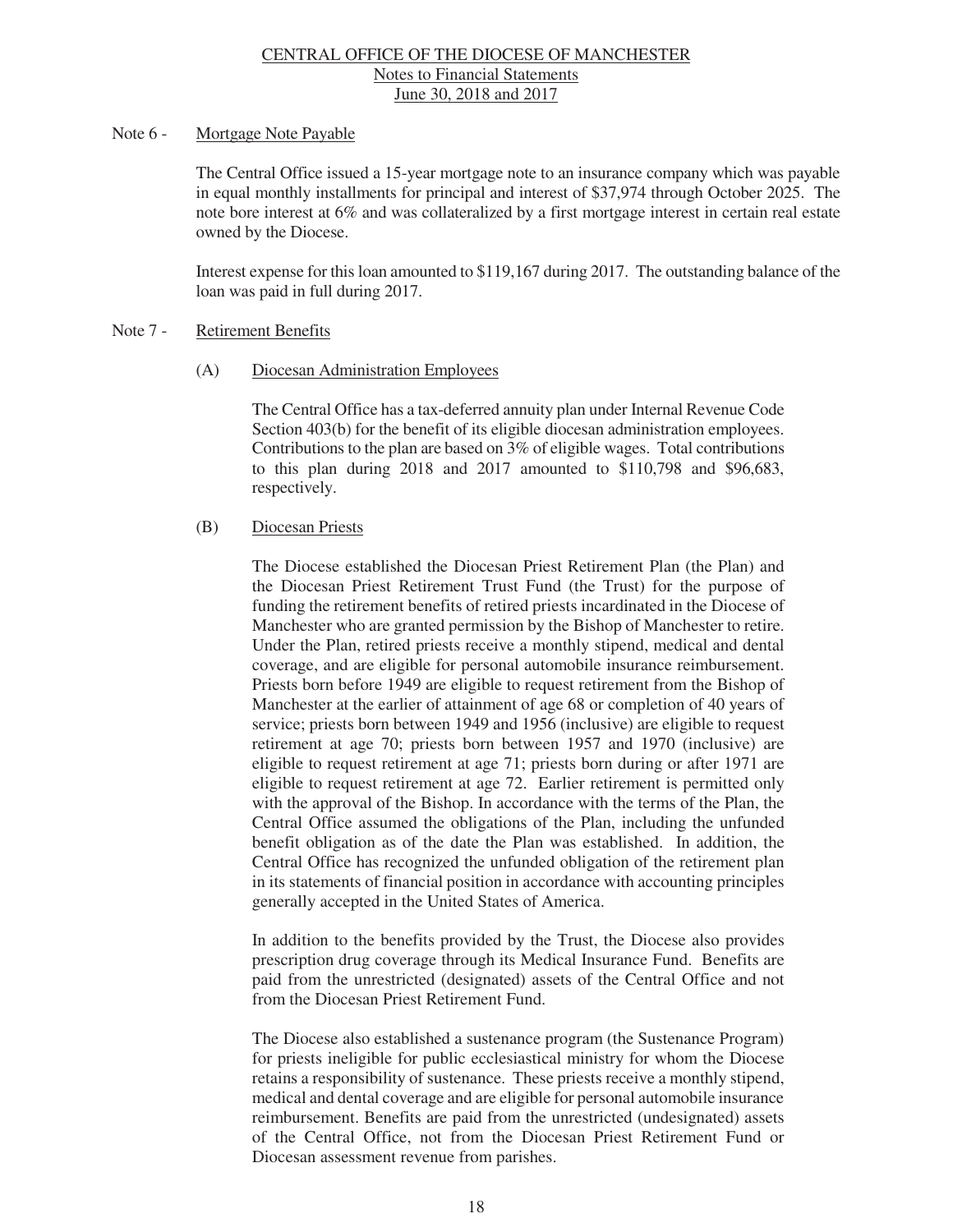## Note 6 - Mortgage Note Payable

The Central Office issued a 15-year mortgage note to an insurance company which was payable in equal monthly installments for principal and interest of $37,974 through October 2025. The note bore interest at 6% and was collateralized by a first mortgage interest in certain real estate owned by the Diocese.

Interest expense for this loan amounted to $119,167 during 2017. The outstanding balance of the loan was paid in full during 2017.

## Note 7 - Retirement Benefits

### (A) Diocesan Administration Employees

The Central Office has a tax-deferred annuity plan under Internal Revenue Code Section 403(b) for the benefit of its eligible diocesan administration employees. Contributions to the plan are based on 3% of eligible wages. Total contributions to this plan during 2018 and 2017 amounted to $110,798 and $96,683, respectively.

### (B) Diocesan Priests

The Diocese established the Diocesan Priest Retirement Plan (the Plan) and the Diocesan Priest Retirement Trust Fund (the Trust) for the purpose of funding the retirement benefits of retired priests incardinated in the Diocese of Manchester who are granted permission by the Bishop of Manchester to retire. Under the Plan, retired priests receive a monthly stipend, medical and dental coverage, and are eligible for personal automobile insurance reimbursement. Priests born before 1949 are eligible to request retirement from the Bishop of Manchester at the earlier of attainment of age 68 or completion of 40 years of service; priests born between 1949 and 1956 (inclusive) are eligible to request retirement at age 70; priests born between 1957 and 1970 (inclusive) are eligible to request retirement at age 71; priests born during or after 1971 are eligible to request retirement at age 72. Earlier retirement is permitted only with the approval of the Bishop. In accordance with the terms of the Plan, the Central Office assumed the obligations of the Plan, including the unfunded benefit obligation as of the date the Plan was established. In addition, the Central Office has recognized the unfunded obligation of the retirement plan in its statements of financial position in accordance with accounting principles generally accepted in the United States of America.

In addition to the benefits provided by the Trust, the Diocese also provides prescription drug coverage through its Medical Insurance Fund. Benefits are paid from the unrestricted (designated) assets of the Central Office and not from the Diocesan Priest Retirement Fund.

The Diocese also established a sustenance program (the Sustenance Program) for priests ineligible for public ecclesiastical ministry for whom the Diocese retains a responsibility of sustenance. These priests receive a monthly stipend, medical and dental coverage and are eligible for personal automobile insurance reimbursement. Benefits are paid from the unrestricted (undesignated) assets of the Central Office, not from the Diocesan Priest Retirement Fund or Diocesan assessment revenue from parishes.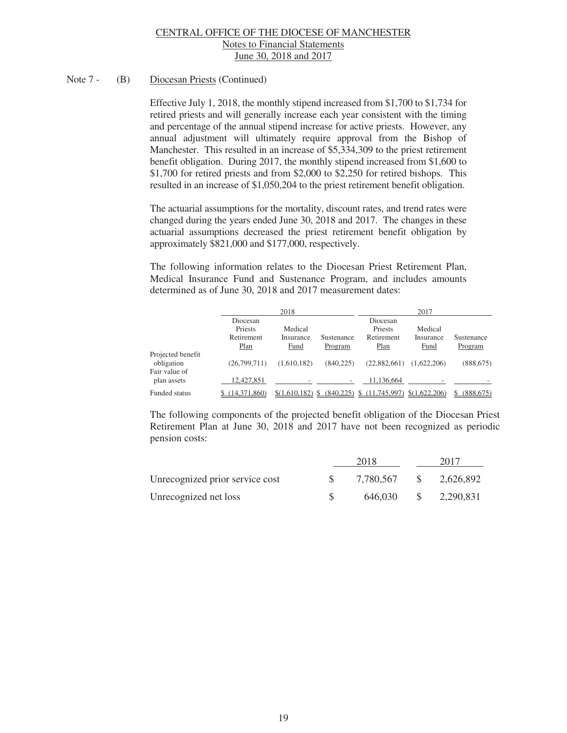CENTRAL OFFICE OF THE DIOCESE OF MANCHESTER
Notes to Financial Statements
June 30, 2018 and 2017

Note 7 - (B) Diocesan Priests (Continued)

Effective July 1, 2018, the monthly stipend increased from $1,700 to $1,734 for retired priests and will generally increase each year consistent with the timing and percentage of the annual stipend increase for active priests. However, any annual adjustment will ultimately require approval from the Bishop of Manchester. This resulted in an increase of $5,334,309 to the priest retirement benefit obligation. During 2017, the monthly stipend increased from $1,600 to $1,700 for retired priests and from $2,000 to $2,250 for retired bishops. This resulted in an increase of $1,050,204 to the priest retirement benefit obligation.

The actuarial assumptions for the mortality, discount rates, and trend rates were changed during the years ended June 30, 2018 and 2017. The changes in these actuarial assumptions decreased the priest retirement benefit obligation by approximately $821,000 and $177,000, respectively.

The following information relates to the Diocesan Priest Retirement Plan, Medical Insurance Fund and Sustenance Program, and includes amounts determined as of June 30, 2018 and 2017 measurement dates:

| | 2018 | | | 2017 | | |
|---|---|---|---|---|---|---|
| | Diocesan Priests Retirement Plan | Medical Insurance Fund | Sustenance Program | Diocesan Priests Retirement Plan | Medical Insurance Fund | Sustenance Program |
| Projected benefit obligation | (26,799,711) | (1,610,182) | (840,225) | (22,882,661) | (1,622,206) | (888,675) |
| Fair value of plan assets | 12,427,851 | - | - | 11,136,664 | - | - |
| Funded status | $ (14,371,860) | $(1,610,182) | $ (840,225) | $ (11,745,997) | $(1,622,206) | $ (888,675) |

The following components of the projected benefit obligation of the Diocesan Priest Retirement Plan at June 30, 2018 and 2017 have not been recognized as periodic pension costs:

| | 2018 | 2017 |
|---|---|---|
| Unrecognized prior service cost | $ 7,780,567 | $ 2,626,892 |
| Unrecognized net loss | $ 646,030 | $ 2,290,831 |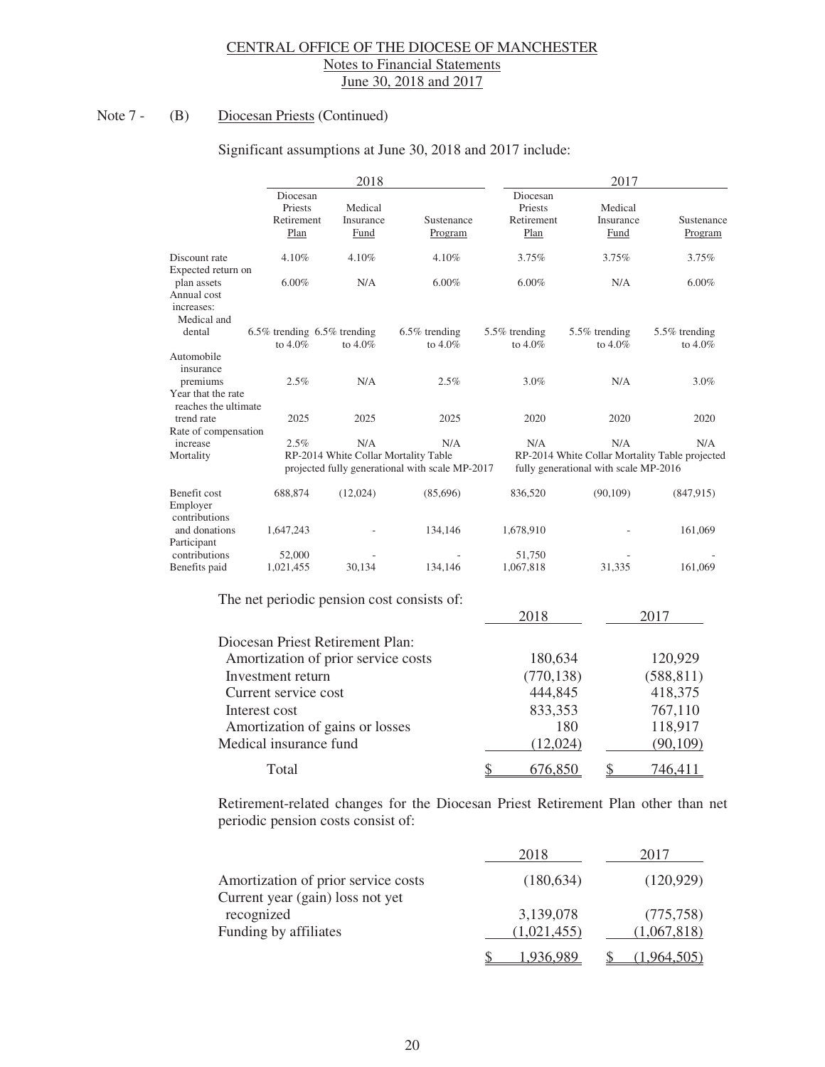CENTRAL OFFICE OF THE DIOCESE OF MANCHESTER
Notes to Financial Statements
June 30, 2018 and 2017

Note 7 - (B) Diocesan Priests (Continued)

Significant assumptions at June 30, 2018 and 2017 include:

| | 2018 | | | 2017 | | |
|---|---|---|---|---|---|---|
| | Diocesan Priests Retirement Plan | Medical Insurance Fund | Sustenance Program | Diocesan Priests Retirement Plan | Medical Insurance Fund | Sustenance Program |
| Discount rate | 4.10% | 4.10% | 4.10% | 3.75% | 3.75% | 3.75% |
| Expected return on plan assets | 6.00% | N/A | 6.00% | 6.00% | N/A | 6.00% |
| Annual cost increases: | | | | | | |
| Medical and dental | 6.5% trending to 4.0% | 6.5% trending to 4.0% | 6.5% trending to 4.0% | 5.5% trending to 4.0% | 5.5% trending to 4.0% | 5.5% trending to 4.0% |
| Automobile insurance premiums | 2.5% | N/A | 2.5% | 3.0% | N/A | 3.0% |
| Year that the rate reaches the ultimate trend rate | 2025 | 2025 | 2025 | 2020 | 2020 | 2020 |
| Rate of compensation increase | 2.5% | N/A | N/A | N/A | N/A | N/A |
| Mortality | RP-2014 White Collar Mortality Table projected fully generational with scale MP-2017 | | | RP-2014 White Collar Mortality Table projected fully generational with scale MP-2016 | | |
| Benefit cost | 688,874 | (12,024) | (85,696) | 836,520 | (90,109) | (847,915) |
| Employer contributions and donations | 1,647,243 | - | 134,146 | 1,678,910 | - | 161,069 |
| Participant contributions | 52,000 | - | - | 51,750 | - | - |
| Benefits paid | 1,021,455 | 30,134 | 134,146 | 1,067,818 | 31,335 | 161,069 |

The net periodic pension cost consists of:

| | 2018 | 2017 |
|---|---|---|
| Diocesan Priest Retirement Plan: | | |
| Amortization of prior service costs | 180,634 | 120,929 |
| Investment return | (770,138) | (588,811) |
| Current service cost | 444,845 | 418,375 |
| Interest cost | 833,353 | 767,110 |
| Amortization of gains or losses | 180 | 118,917 |
| Medical insurance fund | (12,024) | (90,109) |
| Total | $ 676,850 | $ 746,411 |

Retirement-related changes for the Diocesan Priest Retirement Plan other than net periodic pension costs consist of:

| | 2018 | 2017 |
|---|---|---|
| Amortization of prior service costs | (180,634) | (120,929) |
| Current year (gain) loss not yet recognized | 3,139,078 | (775,758) |
| Funding by affiliates | (1,021,455) | (1,067,818) |
| | $ 1,936,989 | $ (1,964,505) |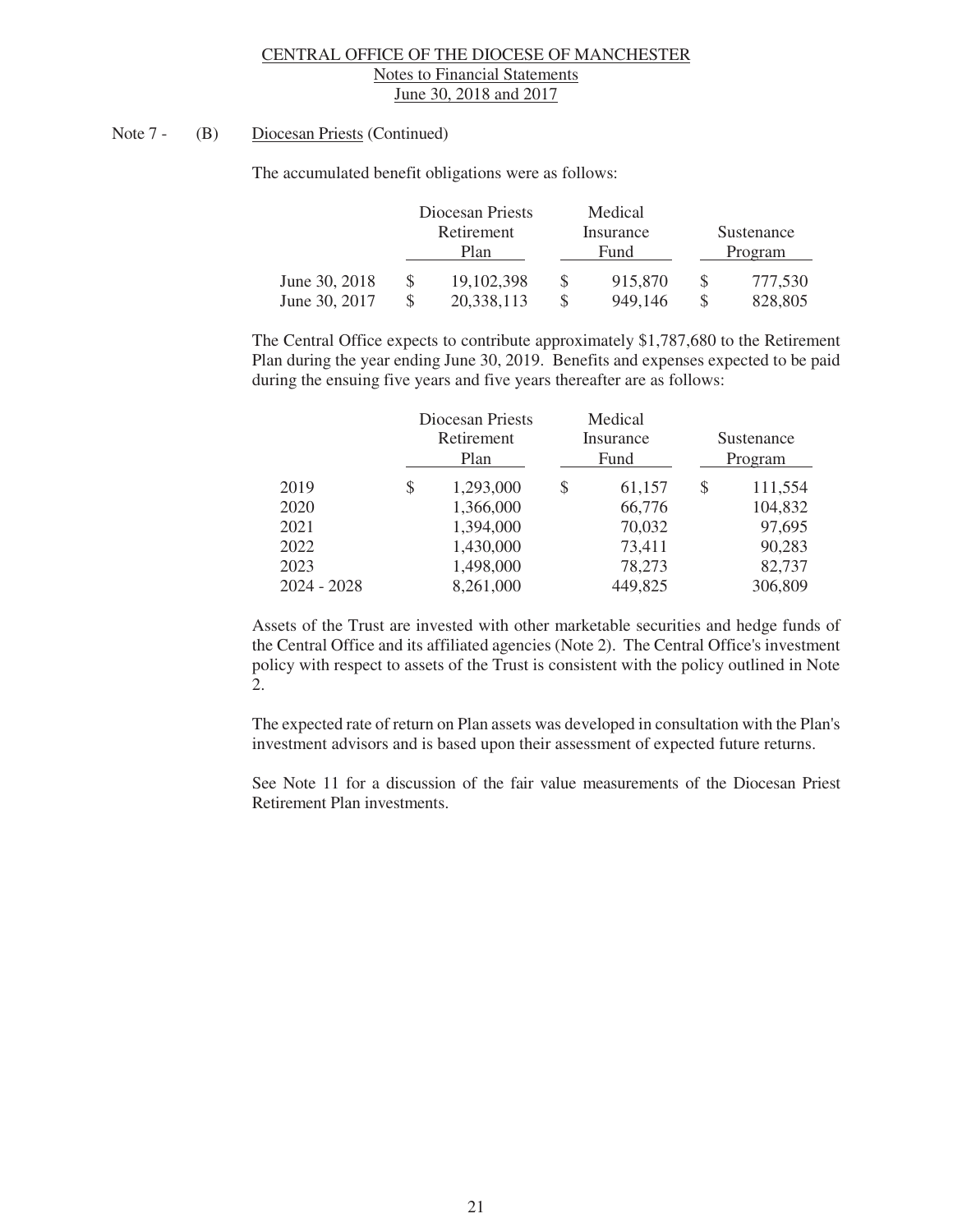Note 7 - (B) Diocesan Priests (Continued)

The accumulated benefit obligations were as follows:

| | Diocesan Priests Retirement Plan | Medical Insurance Fund | Sustenance Program |
|---|---|---|---|
| June 30, 2018 | $ 19,102,398 | $ 915,870 | $ 777,530 |
| June 30, 2017 | $ 20,338,113 | $ 949,146 | $ 828,805 |

The Central Office expects to contribute approximately $1,787,680 to the Retirement Plan during the year ending June 30, 2019. Benefits and expenses expected to be paid during the ensuing five years and five years thereafter are as follows:

| | Diocesan Priests Retirement Plan | Medical Insurance Fund | Sustenance Program |
|---|---|---|---|
| 2019 | $ 1,293,000 | $ 61,157 | $ 111,554 |
| 2020 | 1,366,000 | 66,776 | 104,832 |
| 2021 | 1,394,000 | 70,032 | 97,695 |
| 2022 | 1,430,000 | 73,411 | 90,283 |
| 2023 | 1,498,000 | 78,273 | 82,737 |
| 2024 - 2028 | 8,261,000 | 449,825 | 306,809 |

Assets of the Trust are invested with other marketable securities and hedge funds of the Central Office and its affiliated agencies (Note 2). The Central Office's investment policy with respect to assets of the Trust is consistent with the policy outlined in Note 2.

The expected rate of return on Plan assets was developed in consultation with the Plan's investment advisors and is based upon their assessment of expected future returns.

See Note 11 for a discussion of the fair value measurements of the Diocesan Priest Retirement Plan investments.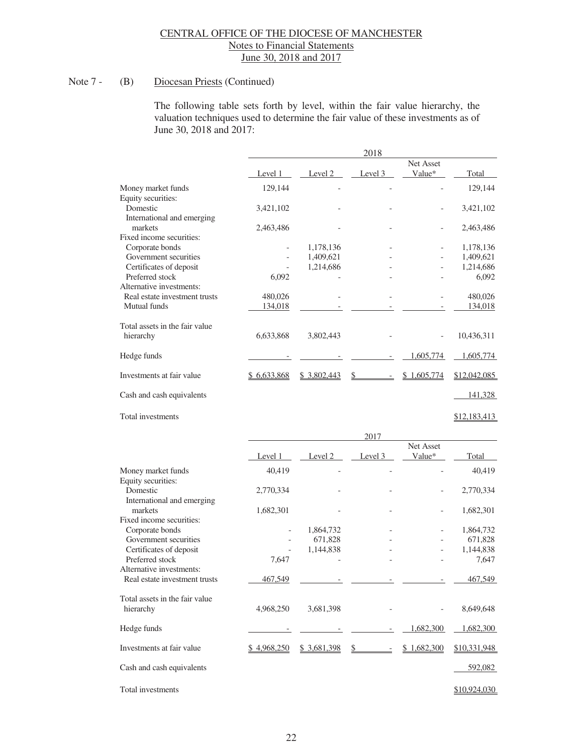CENTRAL OFFICE OF THE DIOCESE OF MANCHESTER
Notes to Financial Statements
June 30, 2018 and 2017

Note 7 - (B) Diocesan Priests (Continued)

The following table sets forth by level, within the fair value hierarchy, the valuation techniques used to determine the fair value of these investments as of June 30, 2018 and 2017:

| | 2018 | | | | |
|---|---|---|---|---|---|
| | Level 1 | Level 2 | Level 3 | Net Asset Value* | Total |
| Money market funds | 129,144 | - | - | - | 129,144 |
| Equity securities: | | | | | |
| Domestic | 3,421,102 | - | - | - | 3,421,102 |
| International and emerging markets | 2,463,486 | - | - | - | 2,463,486 |
| Fixed income securities: | | | | | |
| Corporate bonds | - | 1,178,136 | - | - | 1,178,136 |
| Government securities | - | 1,409,621 | - | - | 1,409,621 |
| Certificates of deposit | - | 1,214,686 | - | - | 1,214,686 |
| Preferred stock | 6,092 | - | - | - | 6,092 |
| Alternative investments: | | | | | |
| Real estate investment trusts | 480,026 | - | - | - | 480,026 |
| Mutual funds | 134,018 | - | - | - | 134,018 |
| Total assets in the fair value hierarchy | 6,633,868 | 3,802,443 | - | - | 10,436,311 |
| Hedge funds | - | - | - | 1,605,774 | 1,605,774 |
| Investments at fair value | $ 6,633,868 | $ 3,802,443 | $ - | $ 1,605,774 | $12,042,085 |
| Cash and cash equivalents | | | | | 141,328 |
| Total investments | | | | | $12,183,413 |

| | 2017 | | | | |
|---|---|---|---|---|---|
| | Level 1 | Level 2 | Level 3 | Net Asset Value* | Total |
| Money market funds | 40,419 | - | - | - | 40,419 |
| Equity securities: | | | | | |
| Domestic | 2,770,334 | - | - | - | 2,770,334 |
| International and emerging markets | 1,682,301 | - | - | - | 1,682,301 |
| Fixed income securities: | | | | | |
| Corporate bonds | - | 1,864,732 | - | - | 1,864,732 |
| Government securities | - | 671,828 | - | - | 671,828 |
| Certificates of deposit | - | 1,144,838 | - | - | 1,144,838 |
| Preferred stock | 7,647 | - | - | - | 7,647 |
| Alternative investments: | | | | | |
| Real estate investment trusts | 467,549 | - | - | - | 467,549 |
| Total assets in the fair value hierarchy | 4,968,250 | 3,681,398 | - | - | 8,649,648 |
| Hedge funds | - | - | - | 1,682,300 | 1,682,300 |
| Investments at fair value | $ 4,968,250 | $ 3,681,398 | $ - | $ 1,682,300 | $10,331,948 |
| Cash and cash equivalents | | | | | 592,082 |
| Total investments | | | | | $10,924,030 |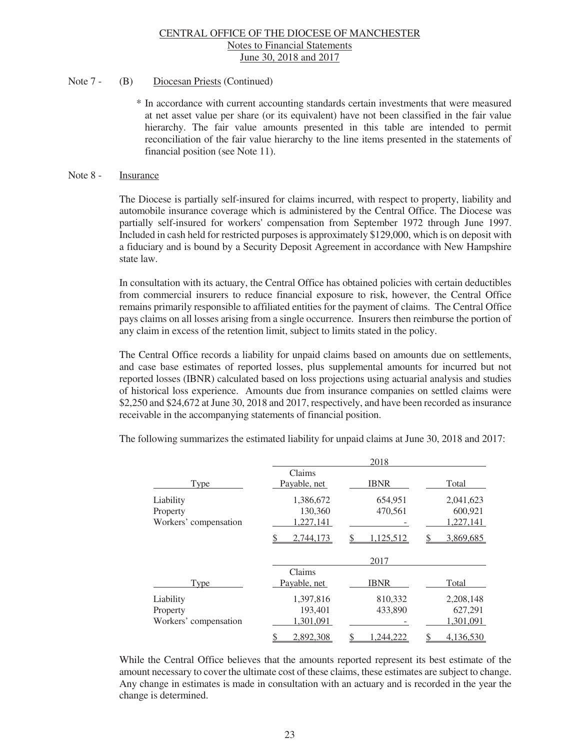Note 7 - (B) Diocesan Priests (Continued)

\* In accordance with current accounting standards certain investments that were measured at net asset value per share (or its equivalent) have not been classified in the fair value hierarchy. The fair value amounts presented in this table are intended to permit reconciliation of the fair value hierarchy to the line items presented in the statements of financial position (see Note 11).

## Note 8 - Insurance

The Diocese is partially self-insured for claims incurred, with respect to property, liability and automobile insurance coverage which is administered by the Central Office. The Diocese was partially self-insured for workers' compensation from September 1972 through June 1997. Included in cash held for restricted purposes is approximately $129,000, which is on deposit with a fiduciary and is bound by a Security Deposit Agreement in accordance with New Hampshire state law.

In consultation with its actuary, the Central Office has obtained policies with certain deductibles from commercial insurers to reduce financial exposure to risk, however, the Central Office remains primarily responsible to affiliated entities for the payment of claims. The Central Office pays claims on all losses arising from a single occurrence. Insurers then reimburse the portion of any claim in excess of the retention limit, subject to limits stated in the policy.

The Central Office records a liability for unpaid claims based on amounts due on settlements, and case base estimates of reported losses, plus supplemental amounts for incurred but not reported losses (IBNR) calculated based on loss projections using actuarial analysis and studies of historical loss experience. Amounts due from insurance companies on settled claims were $2,250 and $24,672 at June 30, 2018 and 2017, respectively, and have been recorded as insurance receivable in the accompanying statements of financial position.

The following summarizes the estimated liability for unpaid claims at June 30, 2018 and 2017:

| | 2018 | | |
|---|---|---|---|
| Type | Claims Payable, net | IBNR | Total |
| Liability | 1,386,672 | 654,951 | 2,041,623 |
| Property | 130,360 | 470,561 | 600,921 |
| Workers' compensation | 1,227,141 | - | 1,227,141 |
| | $ 2,744,173 | $ 1,125,512 | $ 3,869,685 |

| | 2017 | | |
|---|---|---|---|
| Type | Claims Payable, net | IBNR | Total |
| Liability | 1,397,816 | 810,332 | 2,208,148 |
| Property | 193,401 | 433,890 | 627,291 |
| Workers' compensation | 1,301,091 | - | 1,301,091 |
| | $ 2,892,308 | $ 1,244,222 | $ 4,136,530 |

While the Central Office believes that the amounts reported represent its best estimate of the amount necessary to cover the ultimate cost of these claims, these estimates are subject to change. Any change in estimates is made in consultation with an actuary and is recorded in the year the change is determined.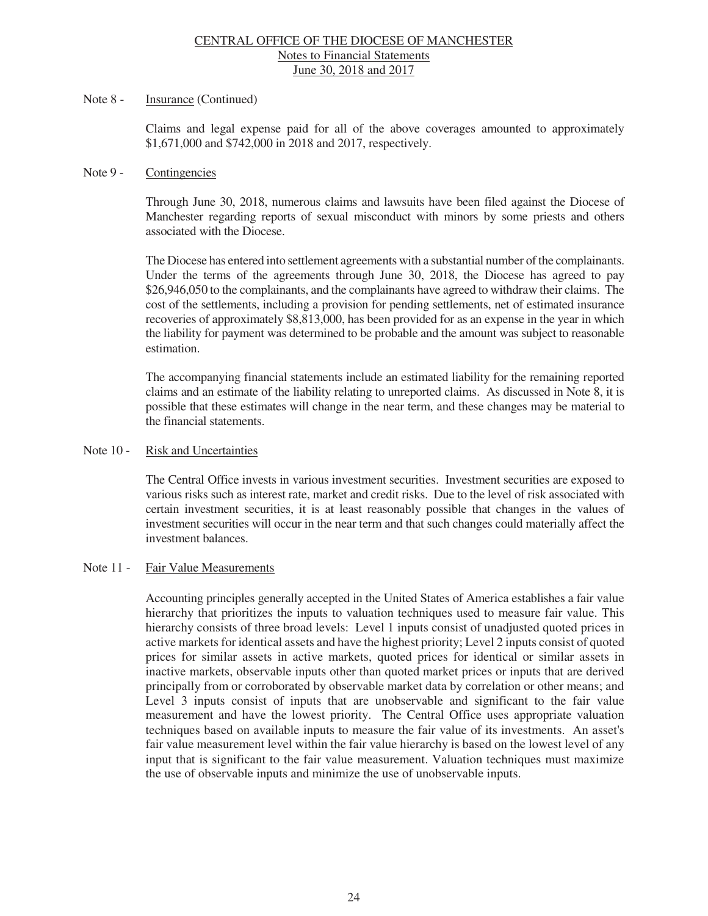Note 8 - Insurance (Continued)

Claims and legal expense paid for all of the above coverages amounted to approximately $1,671,000 and $742,000 in 2018 and 2017, respectively.

Note 9 - Contingencies

Through June 30, 2018, numerous claims and lawsuits have been filed against the Diocese of Manchester regarding reports of sexual misconduct with minors by some priests and others associated with the Diocese.

The Diocese has entered into settlement agreements with a substantial number of the complainants. Under the terms of the agreements through June 30, 2018, the Diocese has agreed to pay $26,946,050 to the complainants, and the complainants have agreed to withdraw their claims. The cost of the settlements, including a provision for pending settlements, net of estimated insurance recoveries of approximately $8,813,000, has been provided for as an expense in the year in which the liability for payment was determined to be probable and the amount was subject to reasonable estimation.

The accompanying financial statements include an estimated liability for the remaining reported claims and an estimate of the liability relating to unreported claims. As discussed in Note 8, it is possible that these estimates will change in the near term, and these changes may be material to the financial statements.

Note 10 - Risk and Uncertainties

The Central Office invests in various investment securities. Investment securities are exposed to various risks such as interest rate, market and credit risks. Due to the level of risk associated with certain investment securities, it is at least reasonably possible that changes in the values of investment securities will occur in the near term and that such changes could materially affect the investment balances.

Note 11 - Fair Value Measurements

Accounting principles generally accepted in the United States of America establishes a fair value hierarchy that prioritizes the inputs to valuation techniques used to measure fair value. This hierarchy consists of three broad levels: Level 1 inputs consist of unadjusted quoted prices in active markets for identical assets and have the highest priority; Level 2 inputs consist of quoted prices for similar assets in active markets, quoted prices for identical or similar assets in inactive markets, observable inputs other than quoted market prices or inputs that are derived principally from or corroborated by observable market data by correlation or other means; and Level 3 inputs consist of inputs that are unobservable and significant to the fair value measurement and have the lowest priority. The Central Office uses appropriate valuation techniques based on available inputs to measure the fair value of its investments. An asset's fair value measurement level within the fair value hierarchy is based on the lowest level of any input that is significant to the fair value measurement. Valuation techniques must maximize the use of observable inputs and minimize the use of unobservable inputs.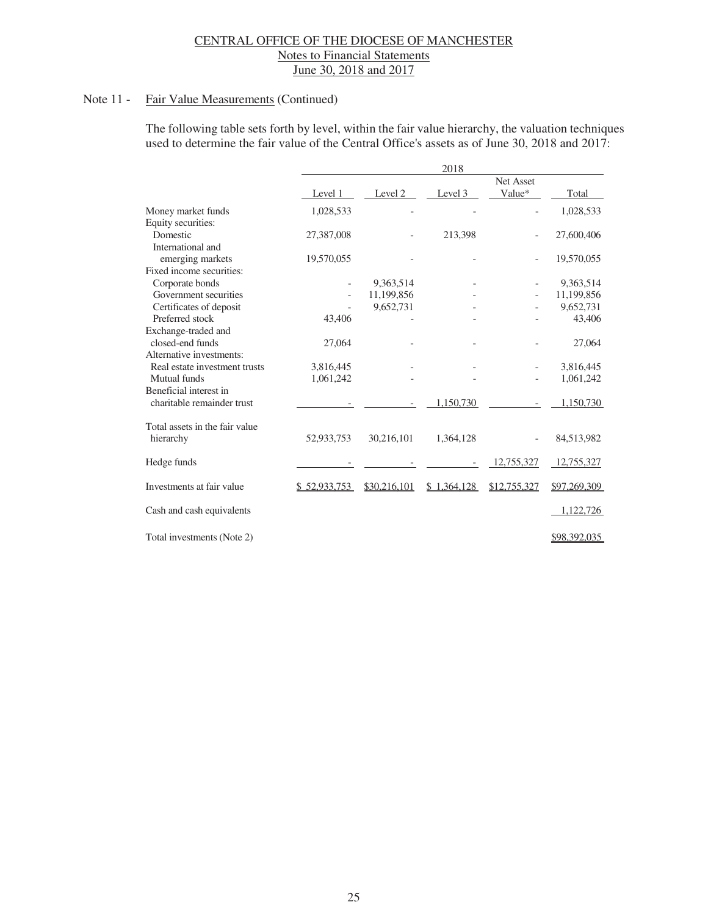CENTRAL OFFICE OF THE DIOCESE OF MANCHESTER
Notes to Financial Statements
June 30, 2018 and 2017

Note 11 - Fair Value Measurements (Continued)

The following table sets forth by level, within the fair value hierarchy, the valuation techniques used to determine the fair value of the Central Office's assets as of June 30, 2018 and 2017:

| | 2018 | | | | |
|---|---|---|---|---|---|
| | Level 1 | Level 2 | Level 3 | Net Asset Value* | Total |
| Money market funds | 1,028,533 | - | - | - | 1,028,533 |
| Equity securities: | | | | | |
| Domestic | 27,387,008 | - | 213,398 | - | 27,600,406 |
| International and emerging markets | 19,570,055 | - | - | - | 19,570,055 |
| Fixed income securities: | | | | | |
| Corporate bonds | - | 9,363,514 | - | - | 9,363,514 |
| Government securities | - | 11,199,856 | - | - | 11,199,856 |
| Certificates of deposit | - | 9,652,731 | - | - | 9,652,731 |
| Preferred stock | 43,406 | - | - | - | 43,406 |
| Exchange-traded and closed-end funds | 27,064 | - | - | - | 27,064 |
| Alternative investments: | | | | | |
| Real estate investment trusts | 3,816,445 | - | - | - | 3,816,445 |
| Mutual funds | 1,061,242 | - | - | - | 1,061,242 |
| Beneficial interest in charitable remainder trust | - | - | 1,150,730 | - | 1,150,730 |
| Total assets in the fair value hierarchy | 52,933,753 | 30,216,101 | 1,364,128 | - | 84,513,982 |
| Hedge funds | - | - | - | 12,755,327 | 12,755,327 |
| Investments at fair value | $ 52,933,753 | $30,216,101 | $ 1,364,128 | $12,755,327 | $97,269,309 |
| Cash and cash equivalents | | | | | 1,122,726 |
| Total investments (Note 2) | | | | | $98,392,035 |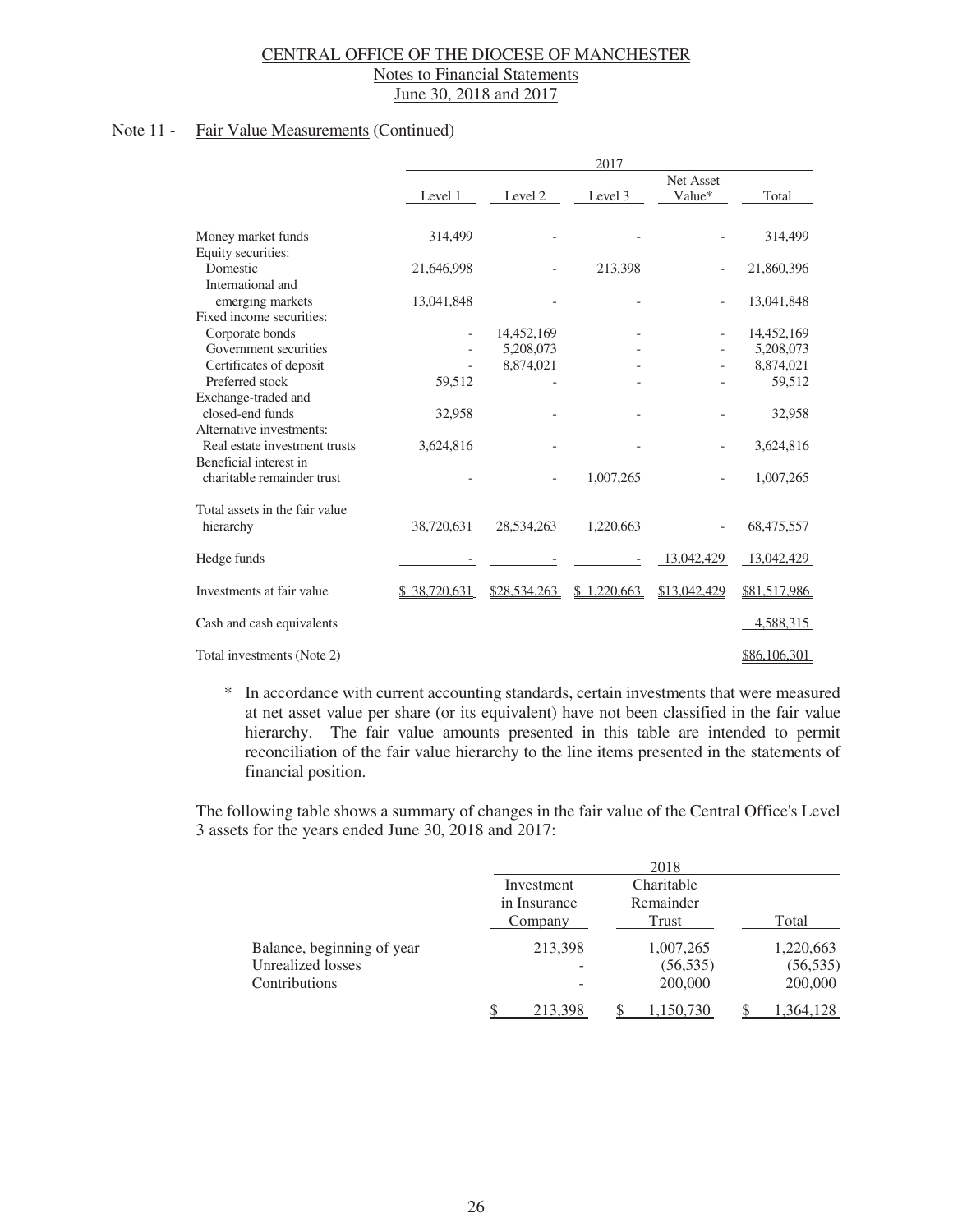Note 11 - Fair Value Measurements (Continued)

| | 2017 | | | | |
|---|---|---|---|---|---|
| | Level 1 | Level 2 | Level 3 | Net Asset Value* | Total |
| Money market funds | 314,499 | - | - | - | 314,499 |
| Equity securities: | | | | | |
| Domestic | 21,646,998 | - | 213,398 | - | 21,860,396 |
| International and emerging markets | 13,041,848 | - | - | - | 13,041,848 |
| Fixed income securities: | | | | | |
| Corporate bonds | - | 14,452,169 | - | - | 14,452,169 |
| Government securities | - | 5,208,073 | - | - | 5,208,073 |
| Certificates of deposit | - | 8,874,021 | - | - | 8,874,021 |
| Preferred stock | 59,512 | - | - | - | 59,512 |
| Exchange-traded and closed-end funds | 32,958 | - | - | - | 32,958 |
| Alternative investments: | | | | | |
| Real estate investment trusts | 3,624,816 | - | - | - | 3,624,816 |
| Beneficial interest in charitable remainder trust | - | - | 1,007,265 | - | 1,007,265 |
| Total assets in the fair value hierarchy | 38,720,631 | 28,534,263 | 1,220,663 | - | 68,475,557 |
| Hedge funds | - | - | - | 13,042,429 | 13,042,429 |
| Investments at fair value | $ 38,720,631 | $28,534,263 | $ 1,220,663 | $13,042,429 | $81,517,986 |
| Cash and cash equivalents | | | | | 4,588,315 |
| Total investments (Note 2) | | | | | $86,106,301 |

\* In accordance with current accounting standards, certain investments that were measured at net asset value per share (or its equivalent) have not been classified in the fair value hierarchy. The fair value amounts presented in this table are intended to permit reconciliation of the fair value hierarchy to the line items presented in the statements of financial position.

The following table shows a summary of changes in the fair value of the Central Office's Level 3 assets for the years ended June 30, 2018 and 2017:

| | 2018 | | |
|---|---|---|---|
| | Investment in Insurance Company | Charitable Remainder Trust | Total |
| Balance, beginning of year | 213,398 | 1,007,265 | 1,220,663 |
| Unrealized losses | - | (56,535) | (56,535) |
| Contributions | - | 200,000 | 200,000 |
| | $ 213,398 | $ 1,150,730 | $ 1,364,128 |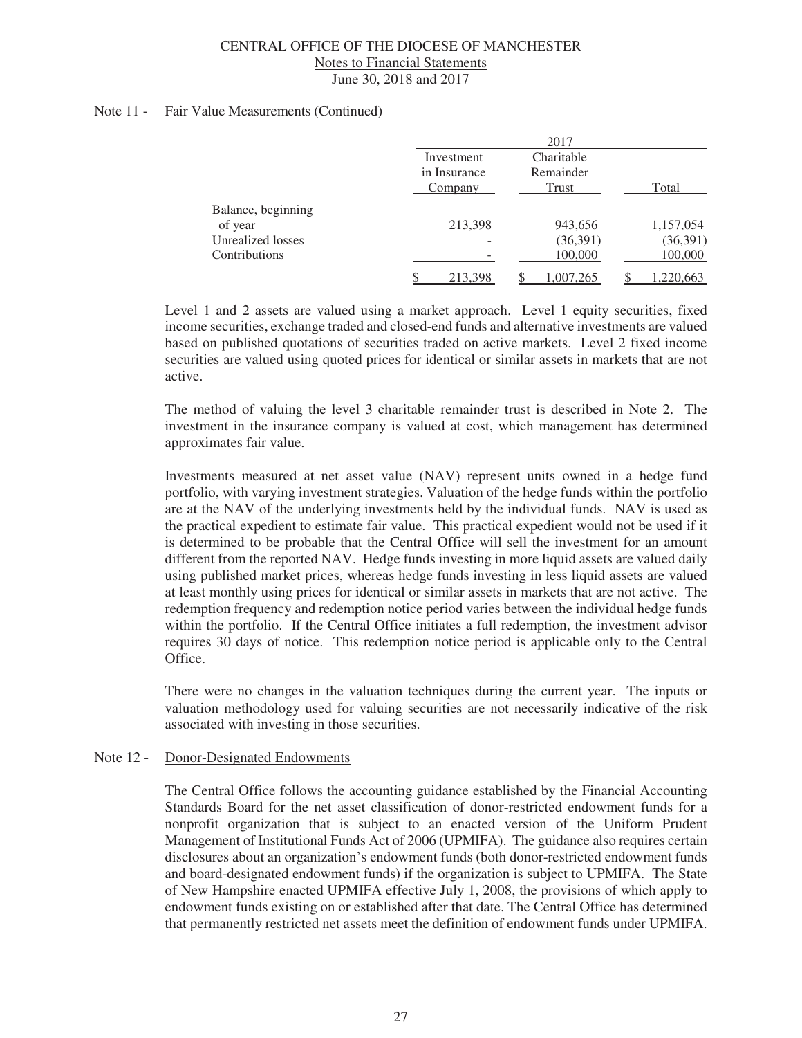Note 11 - Fair Value Measurements (Continued)

| | 2017 | | |
|---|---|---|---|
| | Investment in Insurance Company | Charitable Remainder Trust | Total |
| Balance, beginning of year | 213,398 | 943,656 | 1,157,054 |
| Unrealized losses | - | (36,391) | (36,391) |
| Contributions | - | 100,000 | 100,000 |
| | $ 213,398 | $ 1,007,265 | $ 1,220,663 |

Level 1 and 2 assets are valued using a market approach. Level 1 equity securities, fixed income securities, exchange traded and closed-end funds and alternative investments are valued based on published quotations of securities traded on active markets. Level 2 fixed income securities are valued using quoted prices for identical or similar assets in markets that are not active.

The method of valuing the level 3 charitable remainder trust is described in Note 2. The investment in the insurance company is valued at cost, which management has determined approximates fair value.

Investments measured at net asset value (NAV) represent units owned in a hedge fund portfolio, with varying investment strategies. Valuation of the hedge funds within the portfolio are at the NAV of the underlying investments held by the individual funds. NAV is used as the practical expedient to estimate fair value. This practical expedient would not be used if it is determined to be probable that the Central Office will sell the investment for an amount different from the reported NAV. Hedge funds investing in more liquid assets are valued daily using published market prices, whereas hedge funds investing in less liquid assets are valued at least monthly using prices for identical or similar assets in markets that are not active. The redemption frequency and redemption notice period varies between the individual hedge funds within the portfolio. If the Central Office initiates a full redemption, the investment advisor requires 30 days of notice. This redemption notice period is applicable only to the Central Office.

There were no changes in the valuation techniques during the current year. The inputs or valuation methodology used for valuing securities are not necessarily indicative of the risk associated with investing in those securities.

Note 12 - Donor-Designated Endowments

The Central Office follows the accounting guidance established by the Financial Accounting Standards Board for the net asset classification of donor-restricted endowment funds for a nonprofit organization that is subject to an enacted version of the Uniform Prudent Management of Institutional Funds Act of 2006 (UPMIFA). The guidance also requires certain disclosures about an organization's endowment funds (both donor-restricted endowment funds and board-designated endowment funds) if the organization is subject to UPMIFA. The State of New Hampshire enacted UPMIFA effective July 1, 2008, the provisions of which apply to endowment funds existing on or established after that date. The Central Office has determined that permanently restricted net assets meet the definition of endowment funds under UPMIFA.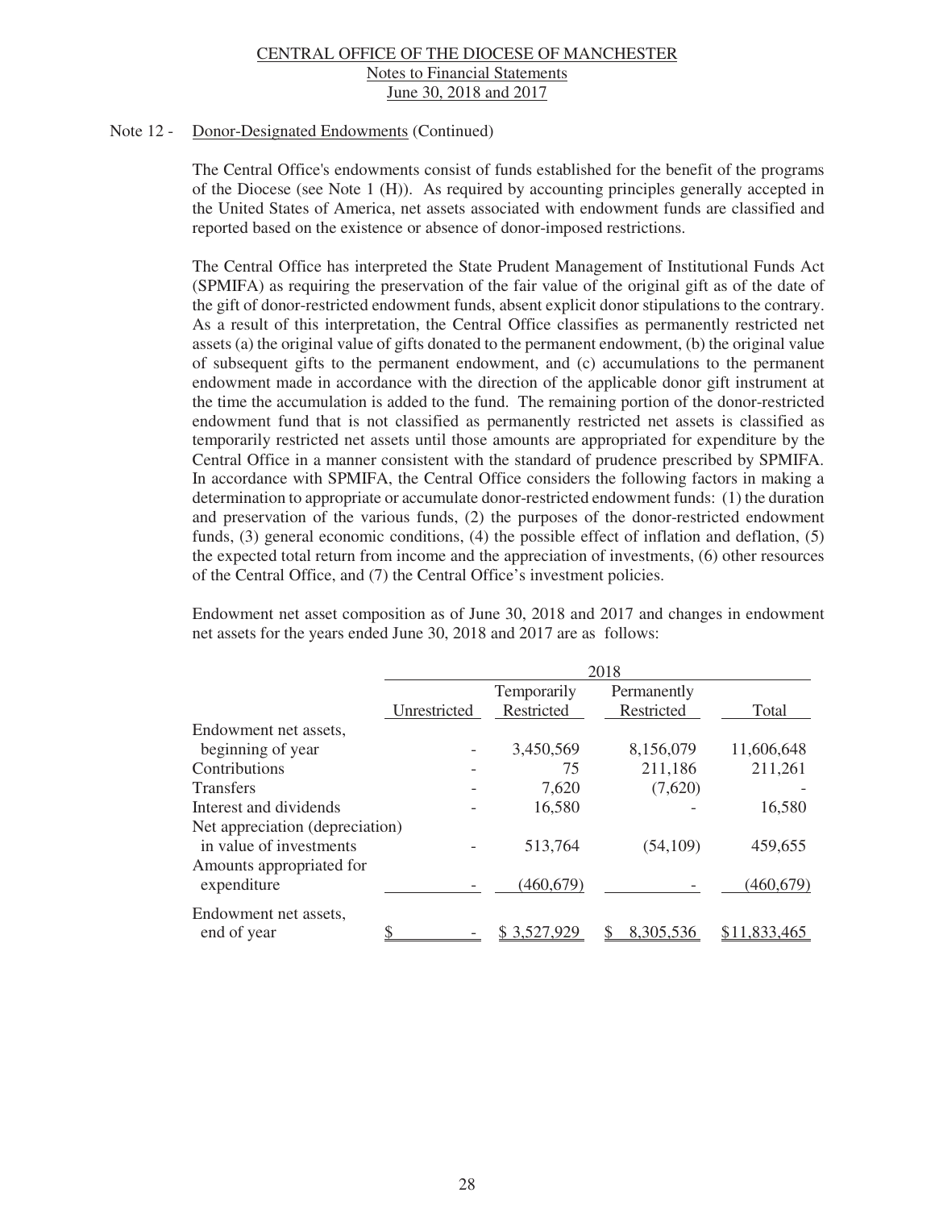### Note 12 - Donor-Designated Endowments (Continued)

The Central Office's endowments consist of funds established for the benefit of the programs of the Diocese (see Note 1 (H)). As required by accounting principles generally accepted in the United States of America, net assets associated with endowment funds are classified and reported based on the existence or absence of donor-imposed restrictions.

The Central Office has interpreted the State Prudent Management of Institutional Funds Act (SPMIFA) as requiring the preservation of the fair value of the original gift as of the date of the gift of donor-restricted endowment funds, absent explicit donor stipulations to the contrary. As a result of this interpretation, the Central Office classifies as permanently restricted net assets (a) the original value of gifts donated to the permanent endowment, (b) the original value of subsequent gifts to the permanent endowment, and (c) accumulations to the permanent endowment made in accordance with the direction of the applicable donor gift instrument at the time the accumulation is added to the fund. The remaining portion of the donor-restricted endowment fund that is not classified as permanently restricted net assets is classified as temporarily restricted net assets until those amounts are appropriated for expenditure by the Central Office in a manner consistent with the standard of prudence prescribed by SPMIFA. In accordance with SPMIFA, the Central Office considers the following factors in making a determination to appropriate or accumulate donor-restricted endowment funds: (1) the duration and preservation of the various funds, (2) the purposes of the donor-restricted endowment funds, (3) general economic conditions, (4) the possible effect of inflation and deflation, (5) the expected total return from income and the appreciation of investments, (6) other resources of the Central Office, and (7) the Central Office's investment policies.

Endowment net asset composition as of June 30, 2018 and 2017 and changes in endowment net assets for the years ended June 30, 2018 and 2017 are as follows:

| | 2018 | | | |
|---|---|---|---|---|
| | Unrestricted | Temporarily Restricted | Permanently Restricted | Total |
| Endowment net assets, beginning of year | - | 3,450,569 | 8,156,079 | 11,606,648 |
| Contributions | - | 75 | 211,186 | 211,261 |
| Transfers | - | 7,620 | (7,620) | - |
| Interest and dividends | - | 16,580 | - | 16,580 |
| Net appreciation (depreciation) in value of investments | - | 513,764 | (54,109) | 459,655 |
| Amounts appropriated for expenditure | - | (460,679) | - | (460,679) |
| Endowment net assets, end of year | $ - | $ 3,527,929 | $ 8,305,536 | $11,833,465 |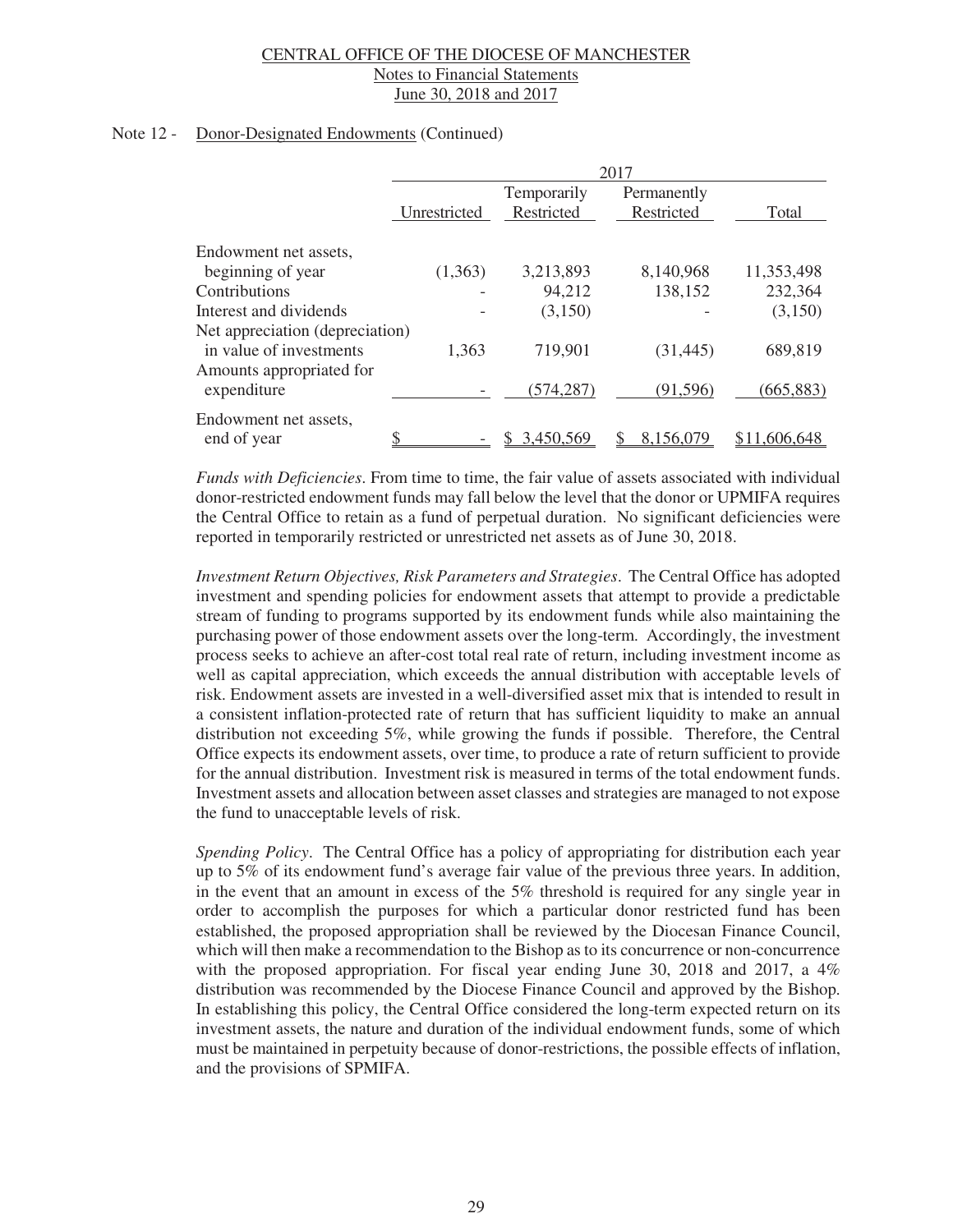Note 12 - Donor-Designated Endowments (Continued)

| | 2017 | | | |
|---|---|---|---|---|
| | Unrestricted | Temporarily Restricted | Permanently Restricted | Total |
| Endowment net assets, beginning of year | (1,363) | 3,213,893 | 8,140,968 | 11,353,498 |
| Contributions | - | 94,212 | 138,152 | 232,364 |
| Interest and dividends | - | (3,150) | - | (3,150) |
| Net appreciation (depreciation) in value of investments | 1,363 | 719,901 | (31,445) | 689,819 |
| Amounts appropriated for expenditure | - | (574,287) | (91,596) | (665,883) |
| Endowment net assets, end of year | $ - | $ 3,450,569 | $ 8,156,079 | $11,606,648 |

*Funds with Deficiencies*. From time to time, the fair value of assets associated with individual donor-restricted endowment funds may fall below the level that the donor or UPMIFA requires the Central Office to retain as a fund of perpetual duration. No significant deficiencies were reported in temporarily restricted or unrestricted net assets as of June 30, 2018.

*Investment Return Objectives, Risk Parameters and Strategies*. The Central Office has adopted investment and spending policies for endowment assets that attempt to provide a predictable stream of funding to programs supported by its endowment funds while also maintaining the purchasing power of those endowment assets over the long-term. Accordingly, the investment process seeks to achieve an after-cost total real rate of return, including investment income as well as capital appreciation, which exceeds the annual distribution with acceptable levels of risk. Endowment assets are invested in a well-diversified asset mix that is intended to result in a consistent inflation-protected rate of return that has sufficient liquidity to make an annual distribution not exceeding 5%, while growing the funds if possible. Therefore, the Central Office expects its endowment assets, over time, to produce a rate of return sufficient to provide for the annual distribution. Investment risk is measured in terms of the total endowment funds. Investment assets and allocation between asset classes and strategies are managed to not expose the fund to unacceptable levels of risk.

*Spending Policy*. The Central Office has a policy of appropriating for distribution each year up to 5% of its endowment fund's average fair value of the previous three years. In addition, in the event that an amount in excess of the 5% threshold is required for any single year in order to accomplish the purposes for which a particular donor restricted fund has been established, the proposed appropriation shall be reviewed by the Diocesan Finance Council, which will then make a recommendation to the Bishop as to its concurrence or non-concurrence with the proposed appropriation. For fiscal year ending June 30, 2018 and 2017, a 4% distribution was recommended by the Diocese Finance Council and approved by the Bishop. In establishing this policy, the Central Office considered the long-term expected return on its investment assets, the nature and duration of the individual endowment funds, some of which must be maintained in perpetuity because of donor-restrictions, the possible effects of inflation, and the provisions of SPMIFA.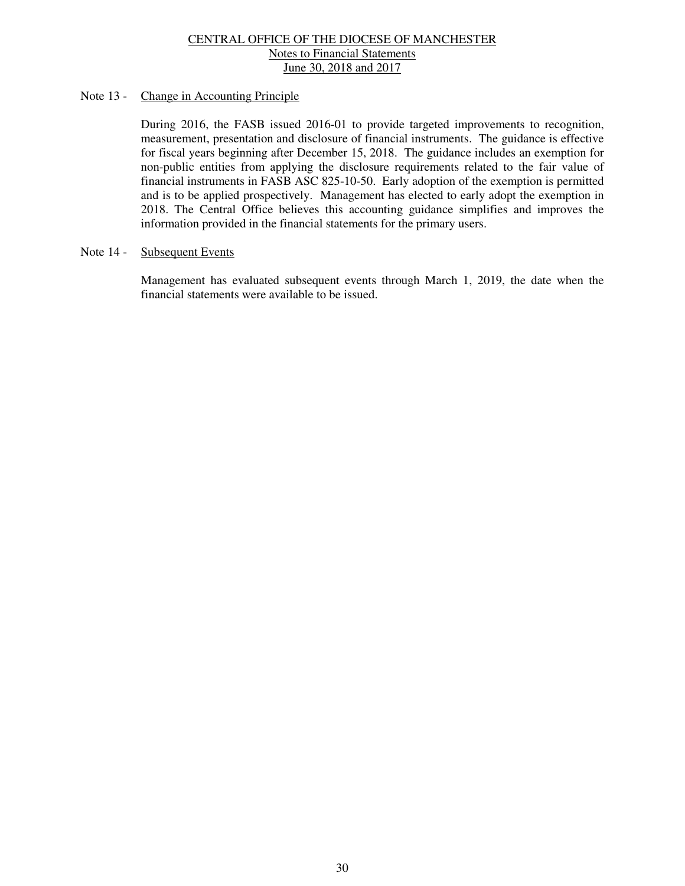Note 13 - Change in Accounting Principle

During 2016, the FASB issued 2016-01 to provide targeted improvements to recognition, measurement, presentation and disclosure of financial instruments. The guidance is effective for fiscal years beginning after December 15, 2018. The guidance includes an exemption for non-public entities from applying the disclosure requirements related to the fair value of financial instruments in FASB ASC 825-10-50. Early adoption of the exemption is permitted and is to be applied prospectively. Management has elected to early adopt the exemption in 2018. The Central Office believes this accounting guidance simplifies and improves the information provided in the financial statements for the primary users.

Note 14 - Subsequent Events

Management has evaluated subsequent events through March 1, 2019, the date when the financial statements were available to be issued.